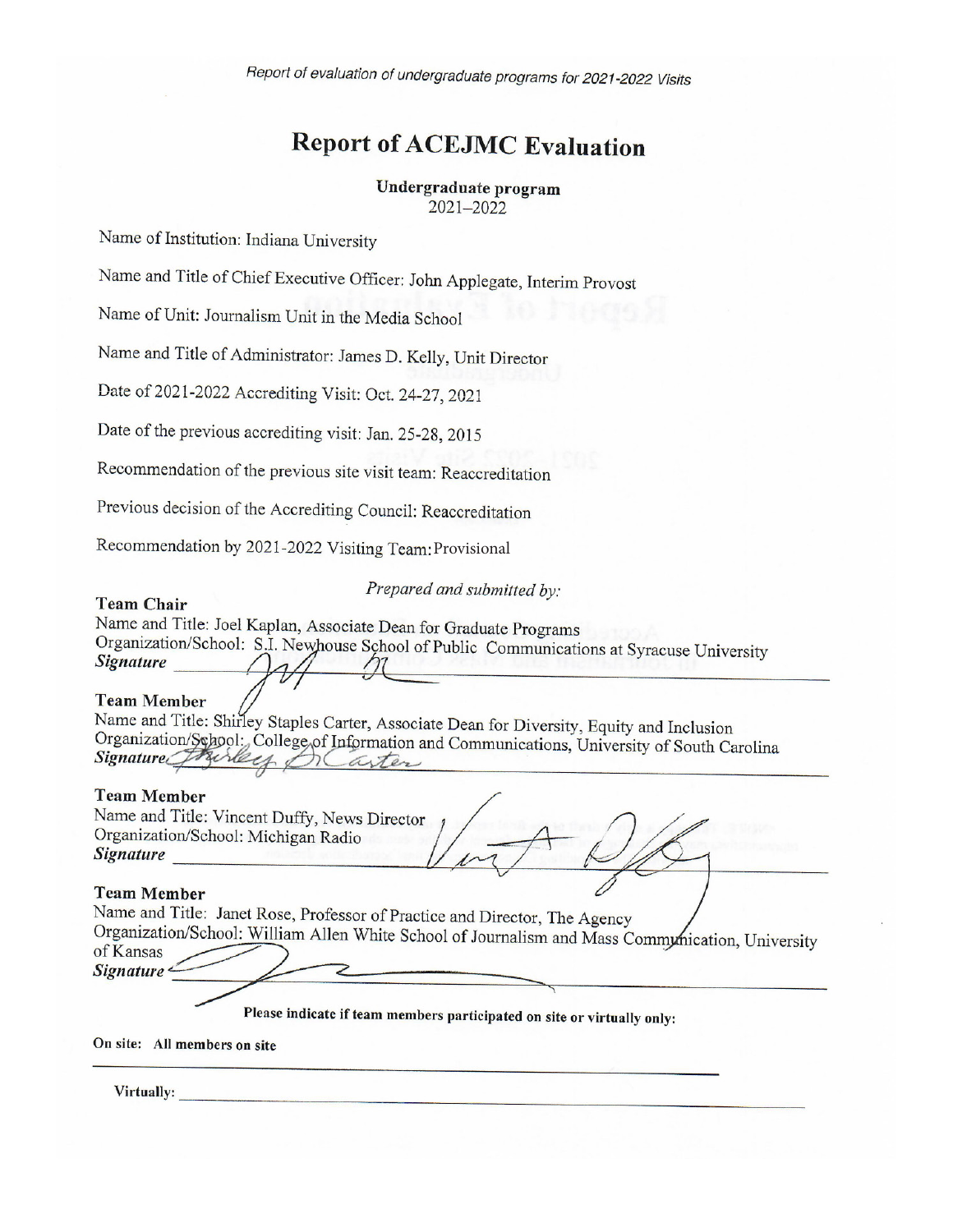*Report of evaluation of undergraduate programs for 2021-2022 Visits*

# Report of ACEJMC Evaluation

**Undergraduate program**
2021–2022

Name of Institution: Indiana University

Name and Title of Chief Executive Officer: John Applegate, Interim Provost

Name of Unit: Journalism Unit in the Media School

Name and Title of Administrator: James D. Kelly, Unit Director

Date of 2021-2022 Accrediting Visit: Oct. 24-27, 2021

Date of the previous accrediting visit: Jan. 25-28, 2015

Recommendation of the previous site visit team: Reaccreditation

Previous decision of the Accrediting Council: Reaccreditation

Recommendation by 2021-2022 Visiting Team: Provisional

*Prepared and submitted by:*

**Team Chair**
Name and Title: Joel Kaplan, Associate Dean for Graduate Programs
Organization/School: S.I. Newhouse School of Public Communications at Syracuse University
***Signature***

**Team Member**
Name and Title: Shirley Staples Carter, Associate Dean for Diversity, Equity and Inclusion
Organization/School: College of Information and Communications, University of South Carolina
***Signature***

**Team Member**
Name and Title: Vincent Duffy, News Director
Organization/School: Michigan Radio
***Signature***

**Team Member**
Name and Title: Janet Rose, Professor of Practice and Director, The Agency
Organization/School: William Allen White School of Journalism and Mass Communication, University of Kansas
***Signature***

**Please indicate if team members participated on site or virtually only:**

**On site: All members on site**

**Virtually:**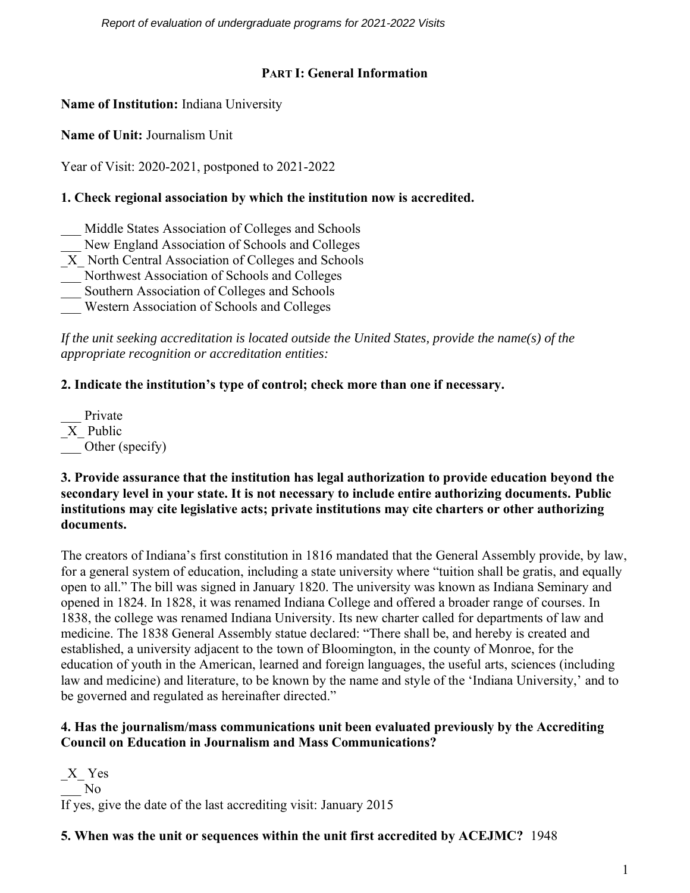## PART I: General Information

**Name of Institution:** Indiana University

**Name of Unit:** Journalism Unit

Year of Visit: 2020-2021, postponed to 2021-2022

**1. Check regional association by which the institution now is accredited.**

___ Middle States Association of Colleges and Schools
___ New England Association of Schools and Colleges
_X_ North Central Association of Colleges and Schools
___ Northwest Association of Schools and Colleges
___ Southern Association of Colleges and Schools
___ Western Association of Schools and Colleges

*If the unit seeking accreditation is located outside the United States, provide the name(s) of the appropriate recognition or accreditation entities:*

**2. Indicate the institution's type of control; check more than one if necessary.**

___ Private
_X_ Public
___ Other (specify)

**3. Provide assurance that the institution has legal authorization to provide education beyond the secondary level in your state. It is not necessary to include entire authorizing documents. Public institutions may cite legislative acts; private institutions may cite charters or other authorizing documents.**

The creators of Indiana's first constitution in 1816 mandated that the General Assembly provide, by law, for a general system of education, including a state university where "tuition shall be gratis, and equally open to all." The bill was signed in January 1820. The university was known as Indiana Seminary and opened in 1824. In 1828, it was renamed Indiana College and offered a broader range of courses. In 1838, the college was renamed Indiana University. Its new charter called for departments of law and medicine. The 1838 General Assembly statue declared: "There shall be, and hereby is created and established, a university adjacent to the town of Bloomington, in the county of Monroe, for the education of youth in the American, learned and foreign languages, the useful arts, sciences (including law and medicine) and literature, to be known by the name and style of the 'Indiana University,' and to be governed and regulated as hereinafter directed."

**4. Has the journalism/mass communications unit been evaluated previously by the Accrediting Council on Education in Journalism and Mass Communications?**

_X_ Yes
___ No
If yes, give the date of the last accrediting visit: January 2015

**5. When was the unit or sequences within the unit first accredited by ACEJMC?** 1948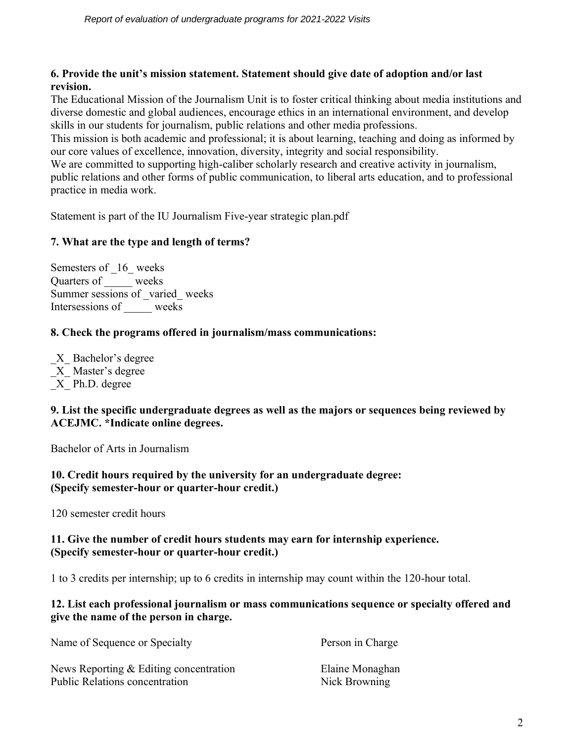**6. Provide the unit's mission statement. Statement should give date of adoption and/or last revision.**

The Educational Mission of the Journalism Unit is to foster critical thinking about media institutions and diverse domestic and global audiences, encourage ethics in an international environment, and develop skills in our students for journalism, public relations and other media professions.

This mission is both academic and professional; it is about learning, teaching and doing as informed by our core values of excellence, innovation, diversity, integrity and social responsibility.

We are committed to supporting high-caliber scholarly research and creative activity in journalism, public relations and other forms of public communication, to liberal arts education, and to professional practice in media work.

Statement is part of the IU Journalism Five-year strategic plan.pdf

**7. What are the type and length of terms?**

Semesters of _16_ weeks
Quarters of _____ weeks
Summer sessions of _varied_ weeks
Intersessions of _____ weeks

**8. Check the programs offered in journalism/mass communications:**

_X_ Bachelor's degree
_X_ Master's degree
_X_ Ph.D. degree

**9. List the specific undergraduate degrees as well as the majors or sequences being reviewed by ACEJMC. *Indicate online degrees.**

Bachelor of Arts in Journalism

**10. Credit hours required by the university for an undergraduate degree: (Specify semester-hour or quarter-hour credit.)**

120 semester credit hours

**11. Give the number of credit hours students may earn for internship experience. (Specify semester-hour or quarter-hour credit.)**

1 to 3 credits per internship; up to 6 credits in internship may count within the 120-hour total.

**12. List each professional journalism or mass communications sequence or specialty offered and give the name of the person in charge.**

| Name of Sequence or Specialty | Person in Charge |
|---|---|
| News Reporting & Editing concentration | Elaine Monaghan |
| Public Relations concentration | Nick Browning |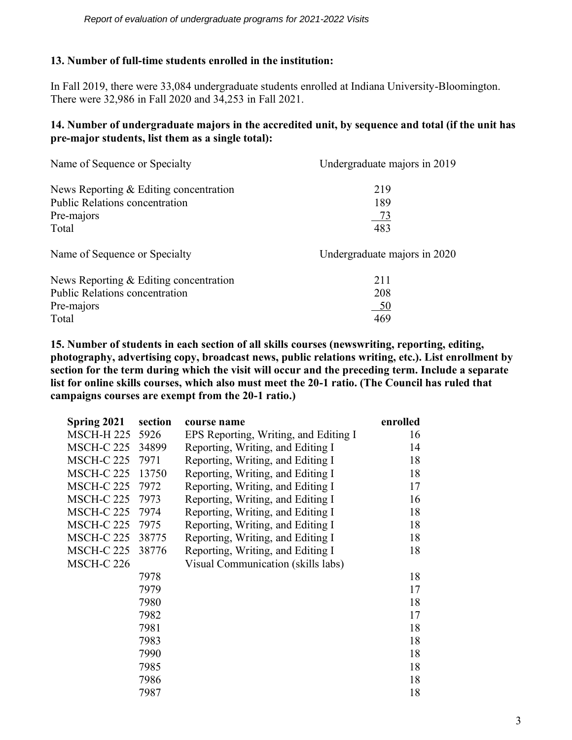**13. Number of full-time students enrolled in the institution:**

In Fall 2019, there were 33,084 undergraduate students enrolled at Indiana University-Bloomington. There were 32,986 in Fall 2020 and 34,253 in Fall 2021.

**14. Number of undergraduate majors in the accredited unit, by sequence and total (if the unit has pre-major students, list them as a single total):**

| Name of Sequence or Specialty | Undergraduate majors in 2019 |
|---|---|
| News Reporting & Editing concentration | 219 |
| Public Relations concentration | 189 |
| Pre-majors | 73 |
| Total | 483 |

| Name of Sequence or Specialty | Undergraduate majors in 2020 |
|---|---|
| News Reporting & Editing concentration | 211 |
| Public Relations concentration | 208 |
| Pre-majors | 50 |
| Total | 469 |

**15. Number of students in each section of all skills courses (newswriting, reporting, editing, photography, advertising copy, broadcast news, public relations writing, etc.). List enrollment by section for the term during which the visit will occur and the preceding term. Include a separate list for online skills courses, which also must meet the 20-1 ratio. (The Council has ruled that campaigns courses are exempt from the 20-1 ratio.)**

| Spring 2021 | section | course name | enrolled |
|---|---|---|---|
| MSCH-H 225 | 5926 | EPS Reporting, Writing, and Editing I | 16 |
| MSCH-C 225 | 34899 | Reporting, Writing, and Editing I | 14 |
| MSCH-C 225 | 7971 | Reporting, Writing, and Editing I | 18 |
| MSCH-C 225 | 13750 | Reporting, Writing, and Editing I | 18 |
| MSCH-C 225 | 7972 | Reporting, Writing, and Editing I | 17 |
| MSCH-C 225 | 7973 | Reporting, Writing, and Editing I | 16 |
| MSCH-C 225 | 7974 | Reporting, Writing, and Editing I | 18 |
| MSCH-C 225 | 7975 | Reporting, Writing, and Editing I | 18 |
| MSCH-C 225 | 38775 | Reporting, Writing, and Editing I | 18 |
| MSCH-C 225 | 38776 | Reporting, Writing, and Editing I | 18 |
| MSCH-C 226 | | Visual Communication (skills labs) | |
| | 7978 | | 18 |
| | 7979 | | 17 |
| | 7980 | | 18 |
| | 7982 | | 17 |
| | 7981 | | 18 |
| | 7983 | | 18 |
| | 7990 | | 18 |
| | 7985 | | 18 |
| | 7986 | | 18 |
| | 7987 | | 18 |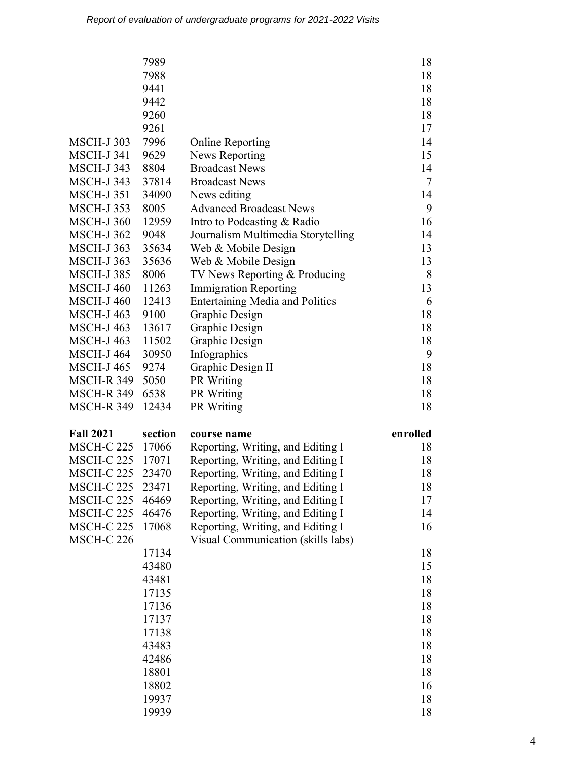| | | | |
|---|---|---|---|
| | 7989 | | 18 |
| | 7988 | | 18 |
| | 9441 | | 18 |
| | 9442 | | 18 |
| | 9260 | | 18 |
| | 9261 | | 17 |
| MSCH-J 303 | 7996 | Online Reporting | 14 |
| MSCH-J 341 | 9629 | News Reporting | 15 |
| MSCH-J 343 | 8804 | Broadcast News | 14 |
| MSCH-J 343 | 37814 | Broadcast News | 7 |
| MSCH-J 351 | 34090 | News editing | 14 |
| MSCH-J 353 | 8005 | Advanced Broadcast News | 9 |
| MSCH-J 360 | 12959 | Intro to Podcasting & Radio | 16 |
| MSCH-J 362 | 9048 | Journalism Multimedia Storytelling | 14 |
| MSCH-J 363 | 35634 | Web & Mobile Design | 13 |
| MSCH-J 363 | 35636 | Web & Mobile Design | 13 |
| MSCH-J 385 | 8006 | TV News Reporting & Producing | 8 |
| MSCH-J 460 | 11263 | Immigration Reporting | 13 |
| MSCH-J 460 | 12413 | Entertaining Media and Politics | 6 |
| MSCH-J 463 | 9100 | Graphic Design | 18 |
| MSCH-J 463 | 13617 | Graphic Design | 18 |
| MSCH-J 463 | 11502 | Graphic Design | 18 |
| MSCH-J 464 | 30950 | Infographics | 9 |
| MSCH-J 465 | 9274 | Graphic Design II | 18 |
| MSCH-R 349 | 5050 | PR Writing | 18 |
| MSCH-R 349 | 6538 | PR Writing | 18 |
| MSCH-R 349 | 12434 | PR Writing | 18 |

| **Fall 2021** | **section** | **course name** | **enrolled** |
|---|---|---|---|
| MSCH-C 225 | 17066 | Reporting, Writing, and Editing I | 18 |
| MSCH-C 225 | 17071 | Reporting, Writing, and Editing I | 18 |
| MSCH-C 225 | 23470 | Reporting, Writing, and Editing I | 18 |
| MSCH-C 225 | 23471 | Reporting, Writing, and Editing I | 18 |
| MSCH-C 225 | 46469 | Reporting, Writing, and Editing I | 17 |
| MSCH-C 225 | 46476 | Reporting, Writing, and Editing I | 14 |
| MSCH-C 225 | 17068 | Reporting, Writing, and Editing I | 16 |
| MSCH-C 226 | | Visual Communication (skills labs) | |
| | 17134 | | 18 |
| | 43480 | | 15 |
| | 43481 | | 18 |
| | 17135 | | 18 |
| | 17136 | | 18 |
| | 17137 | | 18 |
| | 17138 | | 18 |
| | 43483 | | 18 |
| | 42486 | | 18 |
| | 18801 | | 18 |
| | 18802 | | 16 |
| | 19937 | | 18 |
| | 19939 | | 18 |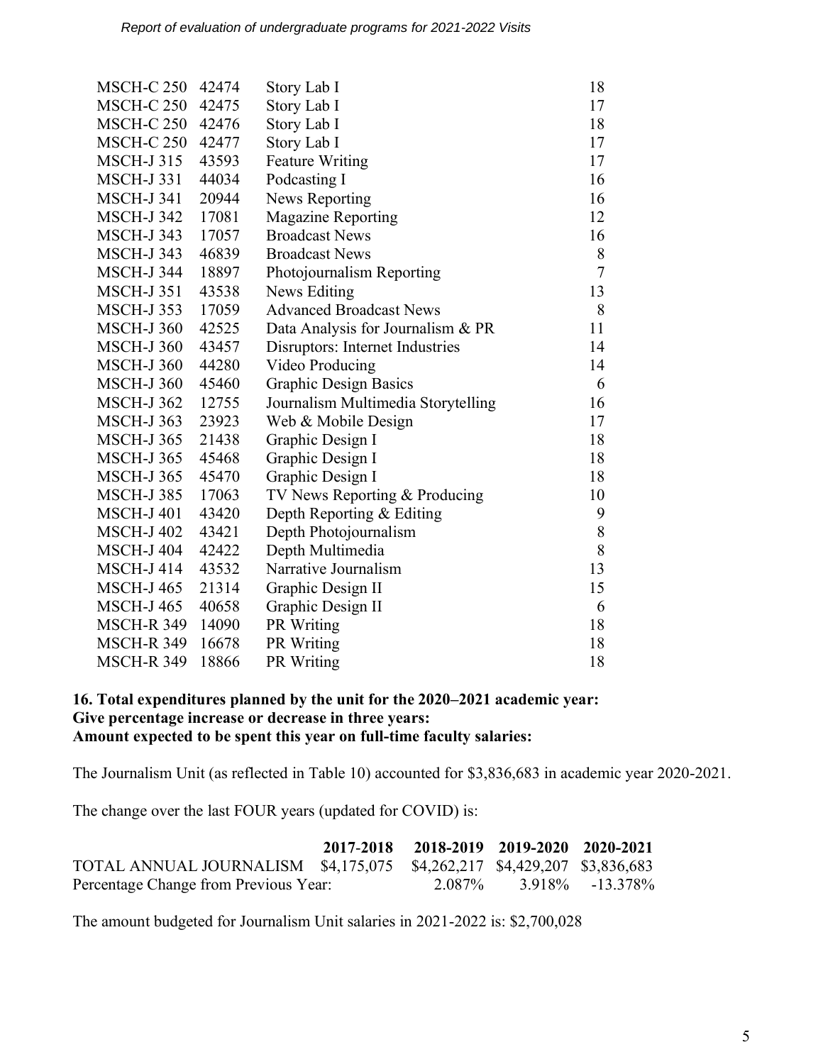| | | | |
|---|---|---|---|
| MSCH-C 250 | 42474 | Story Lab I | 18 |
| MSCH-C 250 | 42475 | Story Lab I | 17 |
| MSCH-C 250 | 42476 | Story Lab I | 18 |
| MSCH-C 250 | 42477 | Story Lab I | 17 |
| MSCH-J 315 | 43593 | Feature Writing | 17 |
| MSCH-J 331 | 44034 | Podcasting I | 16 |
| MSCH-J 341 | 20944 | News Reporting | 16 |
| MSCH-J 342 | 17081 | Magazine Reporting | 12 |
| MSCH-J 343 | 17057 | Broadcast News | 16 |
| MSCH-J 343 | 46839 | Broadcast News | 8 |
| MSCH-J 344 | 18897 | Photojournalism Reporting | 7 |
| MSCH-J 351 | 43538 | News Editing | 13 |
| MSCH-J 353 | 17059 | Advanced Broadcast News | 8 |
| MSCH-J 360 | 42525 | Data Analysis for Journalism & PR | 11 |
| MSCH-J 360 | 43457 | Disruptors: Internet Industries | 14 |
| MSCH-J 360 | 44280 | Video Producing | 14 |
| MSCH-J 360 | 45460 | Graphic Design Basics | 6 |
| MSCH-J 362 | 12755 | Journalism Multimedia Storytelling | 16 |
| MSCH-J 363 | 23923 | Web & Mobile Design | 17 |
| MSCH-J 365 | 21438 | Graphic Design I | 18 |
| MSCH-J 365 | 45468 | Graphic Design I | 18 |
| MSCH-J 365 | 45470 | Graphic Design I | 18 |
| MSCH-J 385 | 17063 | TV News Reporting & Producing | 10 |
| MSCH-J 401 | 43420 | Depth Reporting & Editing | 9 |
| MSCH-J 402 | 43421 | Depth Photojournalism | 8 |
| MSCH-J 404 | 42422 | Depth Multimedia | 8 |
| MSCH-J 414 | 43532 | Narrative Journalism | 13 |
| MSCH-J 465 | 21314 | Graphic Design II | 15 |
| MSCH-J 465 | 40658 | Graphic Design II | 6 |
| MSCH-R 349 | 14090 | PR Writing | 18 |
| MSCH-R 349 | 16678 | PR Writing | 18 |
| MSCH-R 349 | 18866 | PR Writing | 18 |

**16. Total expenditures planned by the unit for the 2020–2021 academic year:**
**Give percentage increase or decrease in three years:**
**Amount expected to be spent this year on full-time faculty salaries:**

The Journalism Unit (as reflected in Table 10) accounted for $3,836,683 in academic year 2020-2021.

The change over the last FOUR years (updated for COVID) is:

| | 2017-2018 | 2018-2019 | 2019-2020 | 2020-2021 |
|---|---|---|---|---|
| TOTAL ANNUAL JOURNALISM | $4,175,075 | $4,262,217 | $4,429,207 | $3,836,683 |
| Percentage Change from Previous Year: | | 2.087% | 3.918% | -13.378% |

The amount budgeted for Journalism Unit salaries in 2021-2022 is: $2,700,028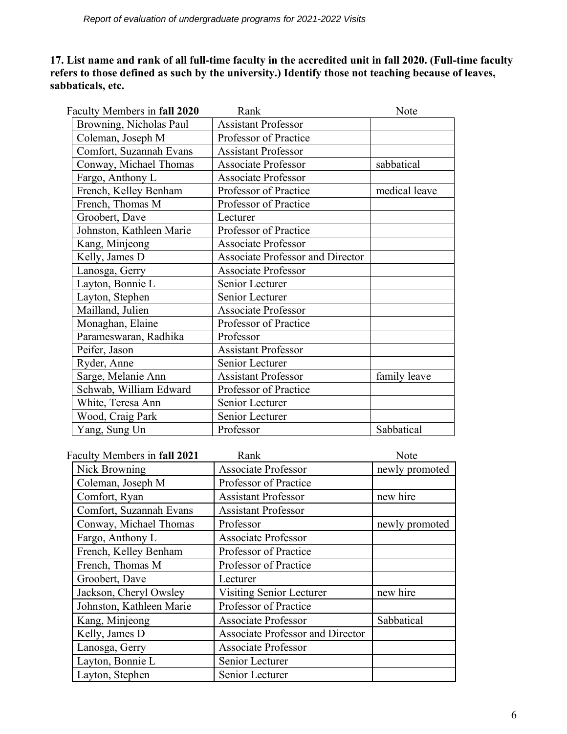**17. List name and rank of all full-time faculty in the accredited unit in fall 2020. (Full-time faculty refers to those defined as such by the university.) Identify those not teaching because of leaves, sabbaticals, etc.**

| Faculty Members in **fall 2020** | Rank | Note |
|---|---|---|
| Browning, Nicholas Paul | Assistant Professor | |
| Coleman, Joseph M | Professor of Practice | |
| Comfort, Suzannah Evans | Assistant Professor | |
| Conway, Michael Thomas | Associate Professor | sabbatical |
| Fargo, Anthony L | Associate Professor | |
| French, Kelley Benham | Professor of Practice | medical leave |
| French, Thomas M | Professor of Practice | |
| Groobert, Dave | Lecturer | |
| Johnston, Kathleen Marie | Professor of Practice | |
| Kang, Minjeong | Associate Professor | |
| Kelly, James D | Associate Professor and Director | |
| Lanosga, Gerry | Associate Professor | |
| Layton, Bonnie L | Senior Lecturer | |
| Layton, Stephen | Senior Lecturer | |
| Mailland, Julien | Associate Professor | |
| Monaghan, Elaine | Professor of Practice | |
| Parameswaran, Radhika | Professor | |
| Peifer, Jason | Assistant Professor | |
| Ryder, Anne | Senior Lecturer | |
| Sarge, Melanie Ann | Assistant Professor | family leave |
| Schwab, William Edward | Professor of Practice | |
| White, Teresa Ann | Senior Lecturer | |
| Wood, Craig Park | Senior Lecturer | |
| Yang, Sung Un | Professor | Sabbatical |

| Faculty Members in **fall 2021** | Rank | Note |
|---|---|---|
| Nick Browning | Associate Professor | newly promoted |
| Coleman, Joseph M | Professor of Practice | |
| Comfort, Ryan | Assistant Professor | new hire |
| Comfort, Suzannah Evans | Assistant Professor | |
| Conway, Michael Thomas | Professor | newly promoted |
| Fargo, Anthony L | Associate Professor | |
| French, Kelley Benham | Professor of Practice | |
| French, Thomas M | Professor of Practice | |
| Groobert, Dave | Lecturer | |
| Jackson, Cheryl Owsley | Visiting Senior Lecturer | new hire |
| Johnston, Kathleen Marie | Professor of Practice | |
| Kang, Minjeong | Associate Professor | Sabbatical |
| Kelly, James D | Associate Professor and Director | |
| Lanosga, Gerry | Associate Professor | |
| Layton, Bonnie L | Senior Lecturer | |
| Layton, Stephen | Senior Lecturer | |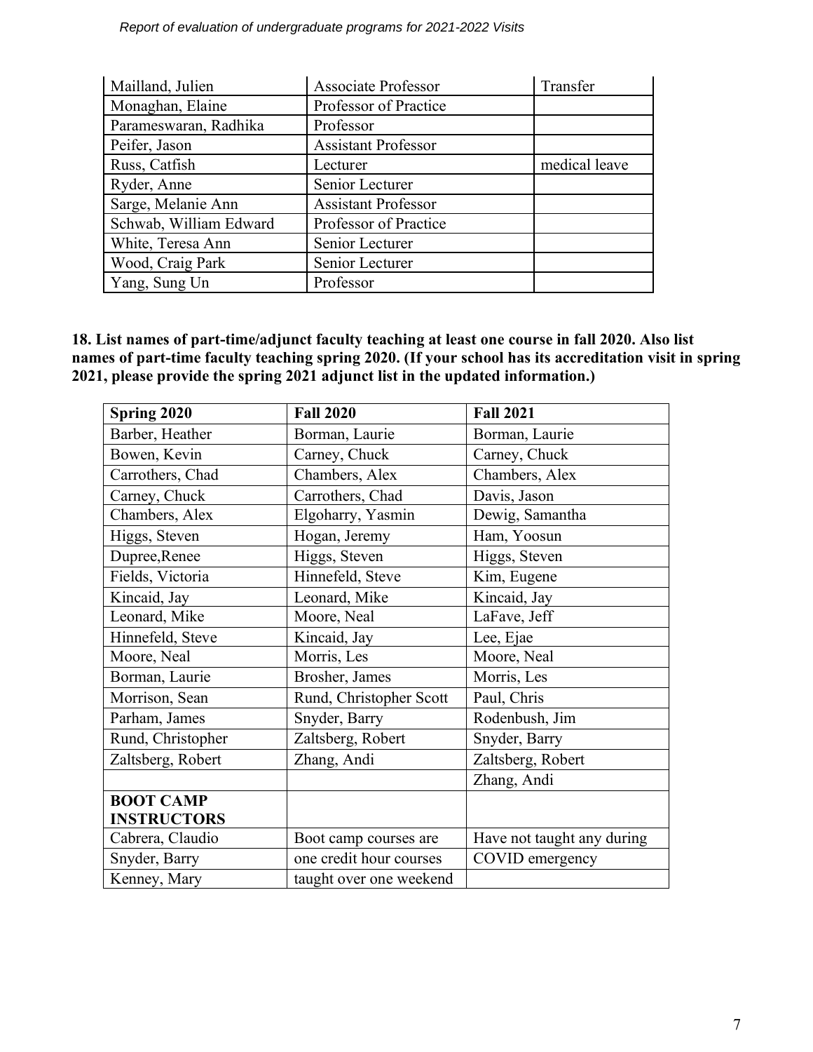| | | |
|---|---|---|
| Mailland, Julien | Associate Professor | Transfer |
| Monaghan, Elaine | Professor of Practice | |
| Parameswaran, Radhika | Professor | |
| Peifer, Jason | Assistant Professor | |
| Russ, Catfish | Lecturer | medical leave |
| Ryder, Anne | Senior Lecturer | |
| Sarge, Melanie Ann | Assistant Professor | |
| Schwab, William Edward | Professor of Practice | |
| White, Teresa Ann | Senior Lecturer | |
| Wood, Craig Park | Senior Lecturer | |
| Yang, Sung Un | Professor | |

**18. List names of part-time/adjunct faculty teaching at least one course in fall 2020. Also list names of part-time faculty teaching spring 2020. (If your school has its accreditation visit in spring 2021, please provide the spring 2021 adjunct list in the updated information.)**

| Spring 2020 | Fall 2020 | Fall 2021 |
|---|---|---|
| Barber, Heather | Borman, Laurie | Borman, Laurie |
| Bowen, Kevin | Carney, Chuck | Carney, Chuck |
| Carrothers, Chad | Chambers, Alex | Chambers, Alex |
| Carney, Chuck | Carrothers, Chad | Davis, Jason |
| Chambers, Alex | Elgoharry, Yasmin | Dewig, Samantha |
| Higgs, Steven | Hogan, Jeremy | Ham, Yoosun |
| Dupree,Renee | Higgs, Steven | Higgs, Steven |
| Fields, Victoria | Hinnefeld, Steve | Kim, Eugene |
| Kincaid, Jay | Leonard, Mike | Kincaid, Jay |
| Leonard, Mike | Moore, Neal | LaFave, Jeff |
| Hinnefeld, Steve | Kincaid, Jay | Lee, Ejae |
| Moore, Neal | Morris, Les | Moore, Neal |
| Borman, Laurie | Brosher, James | Morris, Les |
| Morrison, Sean | Rund, Christopher Scott | Paul, Chris |
| Parham, James | Snyder, Barry | Rodenbush, Jim |
| Rund, Christopher | Zaltsberg, Robert | Snyder, Barry |
| Zaltsberg, Robert | Zhang, Andi | Zaltsberg, Robert |
| | | Zhang, Andi |
| **BOOT CAMP INSTRUCTORS** | | |
| Cabrera, Claudio | Boot camp courses are | Have not taught any during |
| Snyder, Barry | one credit hour courses | COVID emergency |
| Kenney, Mary | taught over one weekend | |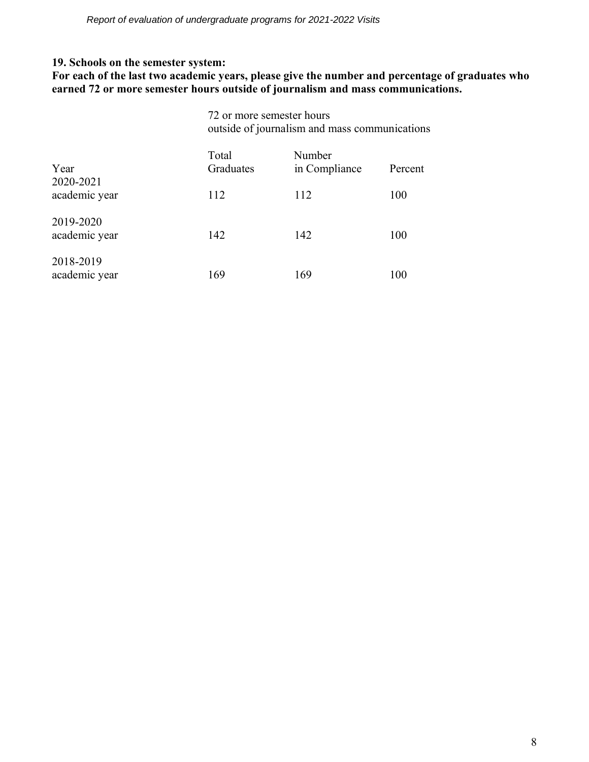**19. Schools on the semester system:**
**For each of the last two academic years, please give the number and percentage of graduates who earned 72 or more semester hours outside of journalism and mass communications.**

| | 72 or more semester hours outside of journalism and mass communications | | |
|---|---|---|---|
| Year | Total Graduates | Number in Compliance | Percent |
| 2020-2021 academic year | 112 | 112 | 100 |
| 2019-2020 academic year | 142 | 142 | 100 |
| 2018-2019 academic year | 169 | 169 | 100 |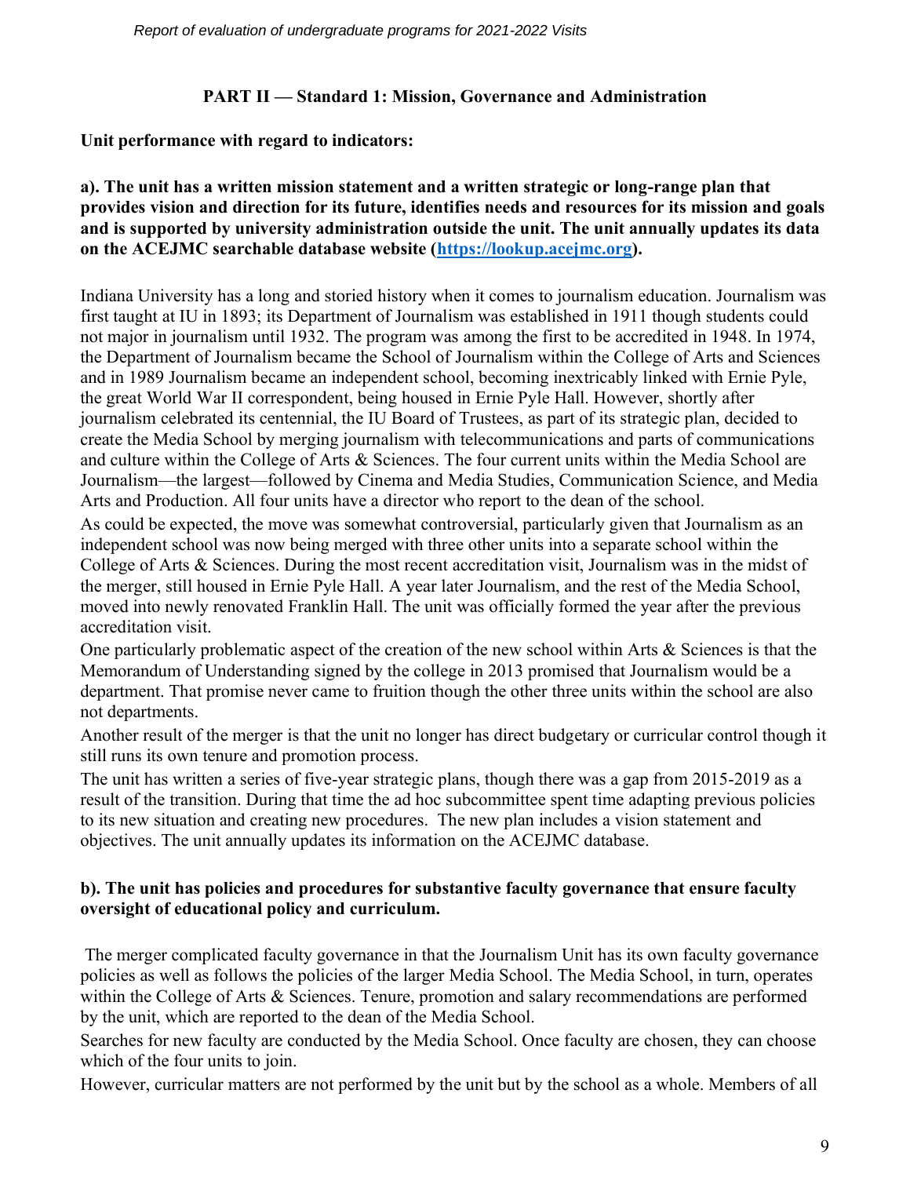## PART II — Standard 1: Mission, Governance and Administration

**Unit performance with regard to indicators:**

**a). The unit has a written mission statement and a written strategic or long-range plan that provides vision and direction for its future, identifies needs and resources for its mission and goals and is supported by university administration outside the unit. The unit annually updates its data on the ACEJMC searchable database website ([https://lookup.acejmc.org](https://lookup.acejmc.org)).**

Indiana University has a long and storied history when it comes to journalism education. Journalism was first taught at IU in 1893; its Department of Journalism was established in 1911 though students could not major in journalism until 1932. The program was among the first to be accredited in 1948. In 1974, the Department of Journalism became the School of Journalism within the College of Arts and Sciences and in 1989 Journalism became an independent school, becoming inextricably linked with Ernie Pyle, the great World War II correspondent, being housed in Ernie Pyle Hall. However, shortly after journalism celebrated its centennial, the IU Board of Trustees, as part of its strategic plan, decided to create the Media School by merging journalism with telecommunications and parts of communications and culture within the College of Arts & Sciences. The four current units within the Media School are Journalism—the largest—followed by Cinema and Media Studies, Communication Science, and Media Arts and Production. All four units have a director who report to the dean of the school.

As could be expected, the move was somewhat controversial, particularly given that Journalism as an independent school was now being merged with three other units into a separate school within the College of Arts & Sciences. During the most recent accreditation visit, Journalism was in the midst of the merger, still housed in Ernie Pyle Hall. A year later Journalism, and the rest of the Media School, moved into newly renovated Franklin Hall. The unit was officially formed the year after the previous accreditation visit.

One particularly problematic aspect of the creation of the new school within Arts & Sciences is that the Memorandum of Understanding signed by the college in 2013 promised that Journalism would be a department. That promise never came to fruition though the other three units within the school are also not departments.

Another result of the merger is that the unit no longer has direct budgetary or curricular control though it still runs its own tenure and promotion process.

The unit has written a series of five-year strategic plans, though there was a gap from 2015-2019 as a result of the transition. During that time the ad hoc subcommittee spent time adapting previous policies to its new situation and creating new procedures. The new plan includes a vision statement and objectives. The unit annually updates its information on the ACEJMC database.

**b). The unit has policies and procedures for substantive faculty governance that ensure faculty oversight of educational policy and curriculum.**

The merger complicated faculty governance in that the Journalism Unit has its own faculty governance policies as well as follows the policies of the larger Media School. The Media School, in turn, operates within the College of Arts & Sciences. Tenure, promotion and salary recommendations are performed by the unit, which are reported to the dean of the Media School.

Searches for new faculty are conducted by the Media School. Once faculty are chosen, they can choose which of the four units to join.

However, curricular matters are not performed by the unit but by the school as a whole. Members of all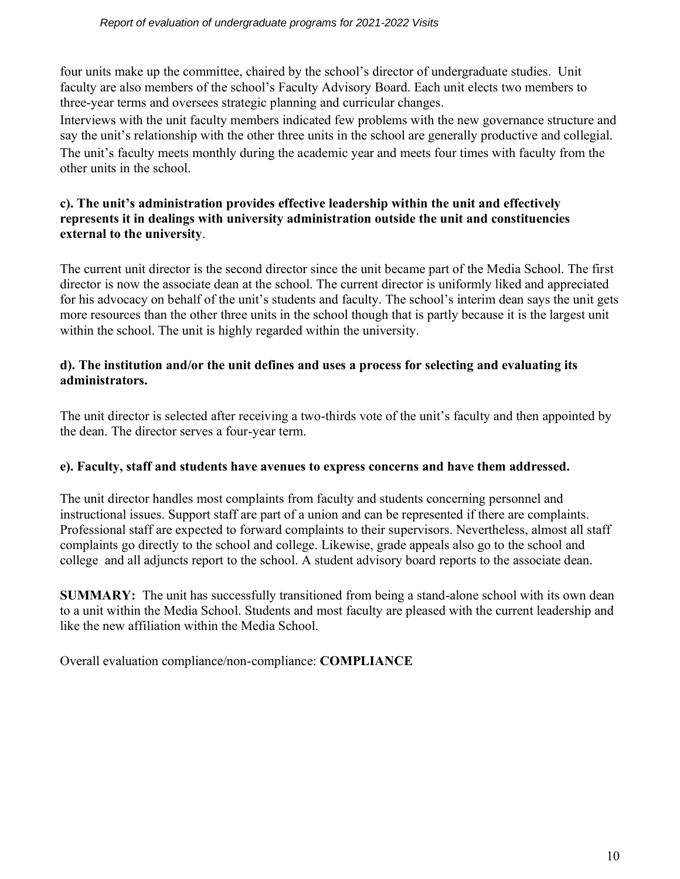four units make up the committee, chaired by the school's director of undergraduate studies. Unit faculty are also members of the school's Faculty Advisory Board. Each unit elects two members to three-year terms and oversees strategic planning and curricular changes.

Interviews with the unit faculty members indicated few problems with the new governance structure and say the unit's relationship with the other three units in the school are generally productive and collegial. The unit's faculty meets monthly during the academic year and meets four times with faculty from the other units in the school.

**c). The unit's administration provides effective leadership within the unit and effectively represents it in dealings with university administration outside the unit and constituencies external to the university**.

The current unit director is the second director since the unit became part of the Media School. The first director is now the associate dean at the school. The current director is uniformly liked and appreciated for his advocacy on behalf of the unit's students and faculty. The school's interim dean says the unit gets more resources than the other three units in the school though that is partly because it is the largest unit within the school. The unit is highly regarded within the university.

**d). The institution and/or the unit defines and uses a process for selecting and evaluating its administrators.**

The unit director is selected after receiving a two-thirds vote of the unit's faculty and then appointed by the dean. The director serves a four-year term.

**e). Faculty, staff and students have avenues to express concerns and have them addressed.**

The unit director handles most complaints from faculty and students concerning personnel and instructional issues. Support staff are part of a union and can be represented if there are complaints. Professional staff are expected to forward complaints to their supervisors. Nevertheless, almost all staff complaints go directly to the school and college. Likewise, grade appeals also go to the school and college and all adjuncts report to the school. A student advisory board reports to the associate dean.

**SUMMARY:** The unit has successfully transitioned from being a stand-alone school with its own dean to a unit within the Media School. Students and most faculty are pleased with the current leadership and like the new affiliation within the Media School.

Overall evaluation compliance/non-compliance: **COMPLIANCE**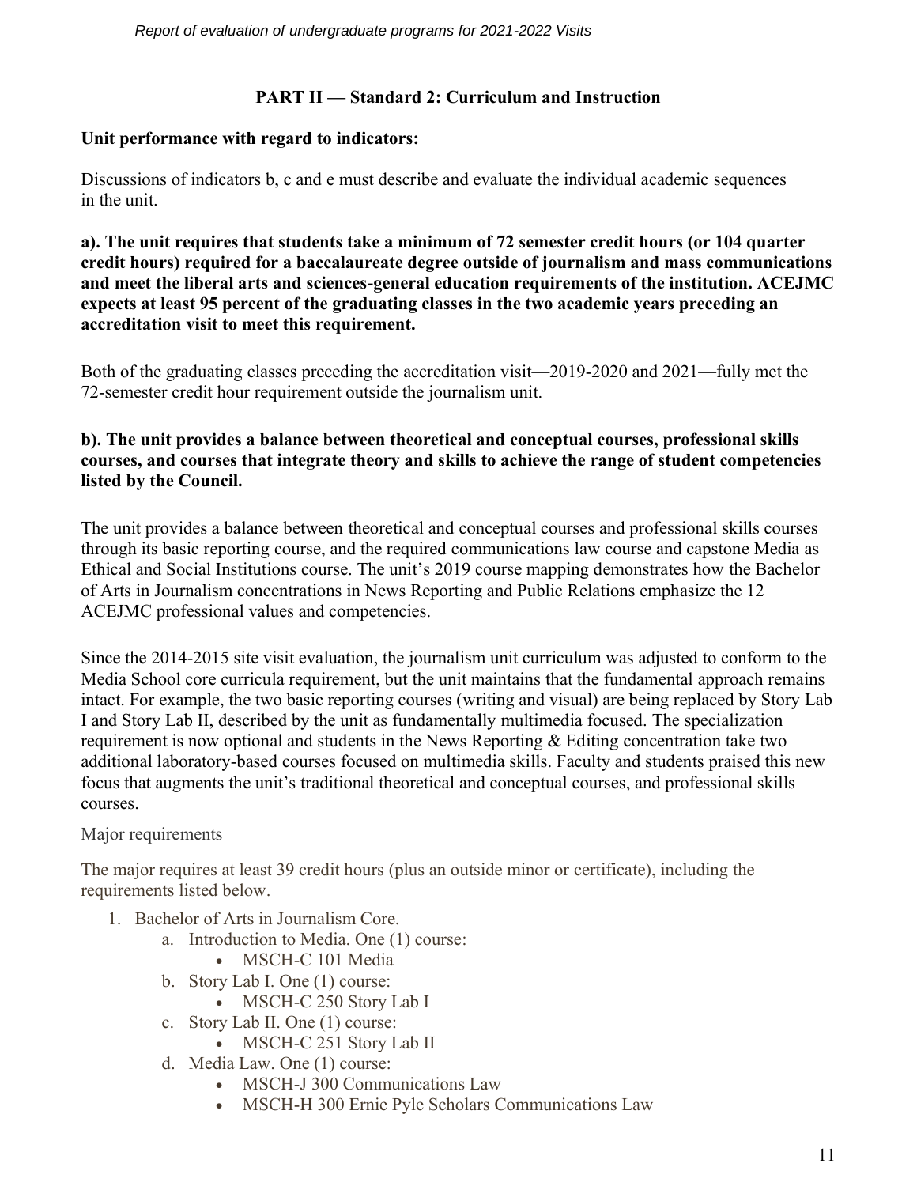## PART II — Standard 2: Curriculum and Instruction

**Unit performance with regard to indicators:**

Discussions of indicators b, c and e must describe and evaluate the individual academic sequences in the unit.

**a). The unit requires that students take a minimum of 72 semester credit hours (or 104 quarter credit hours) required for a baccalaureate degree outside of journalism and mass communications and meet the liberal arts and sciences-general education requirements of the institution. ACEJMC expects at least 95 percent of the graduating classes in the two academic years preceding an accreditation visit to meet this requirement.**

Both of the graduating classes preceding the accreditation visit—2019-2020 and 2021—fully met the 72-semester credit hour requirement outside the journalism unit.

**b). The unit provides a balance between theoretical and conceptual courses, professional skills courses, and courses that integrate theory and skills to achieve the range of student competencies listed by the Council.**

The unit provides a balance between theoretical and conceptual courses and professional skills courses through its basic reporting course, and the required communications law course and capstone Media as Ethical and Social Institutions course. The unit's 2019 course mapping demonstrates how the Bachelor of Arts in Journalism concentrations in News Reporting and Public Relations emphasize the 12 ACEJMC professional values and competencies.

Since the 2014-2015 site visit evaluation, the journalism unit curriculum was adjusted to conform to the Media School core curricula requirement, but the unit maintains that the fundamental approach remains intact. For example, the two basic reporting courses (writing and visual) are being replaced by Story Lab I and Story Lab II, described by the unit as fundamentally multimedia focused. The specialization requirement is now optional and students in the News Reporting & Editing concentration take two additional laboratory-based courses focused on multimedia skills. Faculty and students praised this new focus that augments the unit's traditional theoretical and conceptual courses, and professional skills courses.

Major requirements

The major requires at least 39 credit hours (plus an outside minor or certificate), including the requirements listed below.

1. Bachelor of Arts in Journalism Core.
    a. Introduction to Media. One (1) course:
        - MSCH-C 101 Media
    b. Story Lab I. One (1) course:
        - MSCH-C 250 Story Lab I
    c. Story Lab II. One (1) course:
        - MSCH-C 251 Story Lab II
    d. Media Law. One (1) course:
        - MSCH-J 300 Communications Law
        - MSCH-H 300 Ernie Pyle Scholars Communications Law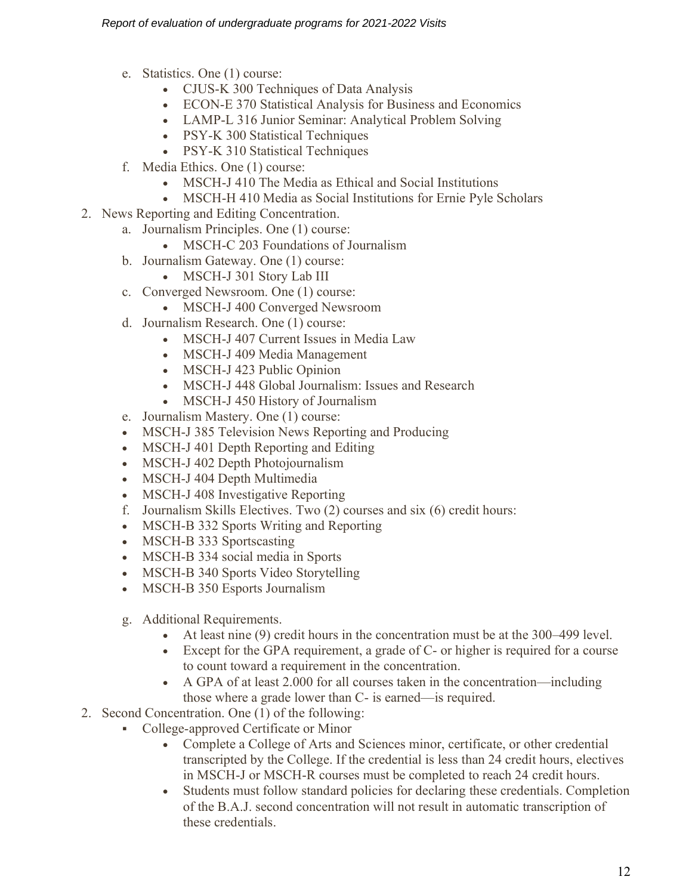e. Statistics. One (1) course:
   - CJUS-K 300 Techniques of Data Analysis
   - ECON-E 370 Statistical Analysis for Business and Economics
   - LAMP-L 316 Junior Seminar: Analytical Problem Solving
   - PSY-K 300 Statistical Techniques
   - PSY-K 310 Statistical Techniques

f. Media Ethics. One (1) course:
   - MSCH-J 410 The Media as Ethical and Social Institutions
   - MSCH-H 410 Media as Social Institutions for Ernie Pyle Scholars

2. News Reporting and Editing Concentration.

   a. Journalism Principles. One (1) course:
      - MSCH-C 203 Foundations of Journalism

   b. Journalism Gateway. One (1) course:
      - MSCH-J 301 Story Lab III

   c. Converged Newsroom. One (1) course:
      - MSCH-J 400 Converged Newsroom

   d. Journalism Research. One (1) course:
      - MSCH-J 407 Current Issues in Media Law
      - MSCH-J 409 Media Management
      - MSCH-J 423 Public Opinion
      - MSCH-J 448 Global Journalism: Issues and Research
      - MSCH-J 450 History of Journalism

   e. Journalism Mastery. One (1) course:
   - MSCH-J 385 Television News Reporting and Producing
   - MSCH-J 401 Depth Reporting and Editing
   - MSCH-J 402 Depth Photojournalism
   - MSCH-J 404 Depth Multimedia
   - MSCH-J 408 Investigative Reporting

   f. Journalism Skills Electives. Two (2) courses and six (6) credit hours:
   - MSCH-B 332 Sports Writing and Reporting
   - MSCH-B 333 Sportscasting
   - MSCH-B 334 social media in Sports
   - MSCH-B 340 Sports Video Storytelling
   - MSCH-B 350 Esports Journalism

   g. Additional Requirements.
      - At least nine (9) credit hours in the concentration must be at the 300–499 level.
      - Except for the GPA requirement, a grade of C- or higher is required for a course to count toward a requirement in the concentration.
      - A GPA of at least 2.000 for all courses taken in the concentration—including those where a grade lower than C- is earned—is required.

2. Second Concentration. One (1) of the following:
   - College-approved Certificate or Minor
     - Complete a College of Arts and Sciences minor, certificate, or other credential transcripted by the College. If the credential is less than 24 credit hours, electives in MSCH-J or MSCH-R courses must be completed to reach 24 credit hours.
     - Students must follow standard policies for declaring these credentials. Completion of the B.A.J. second concentration will not result in automatic transcription of these credentials.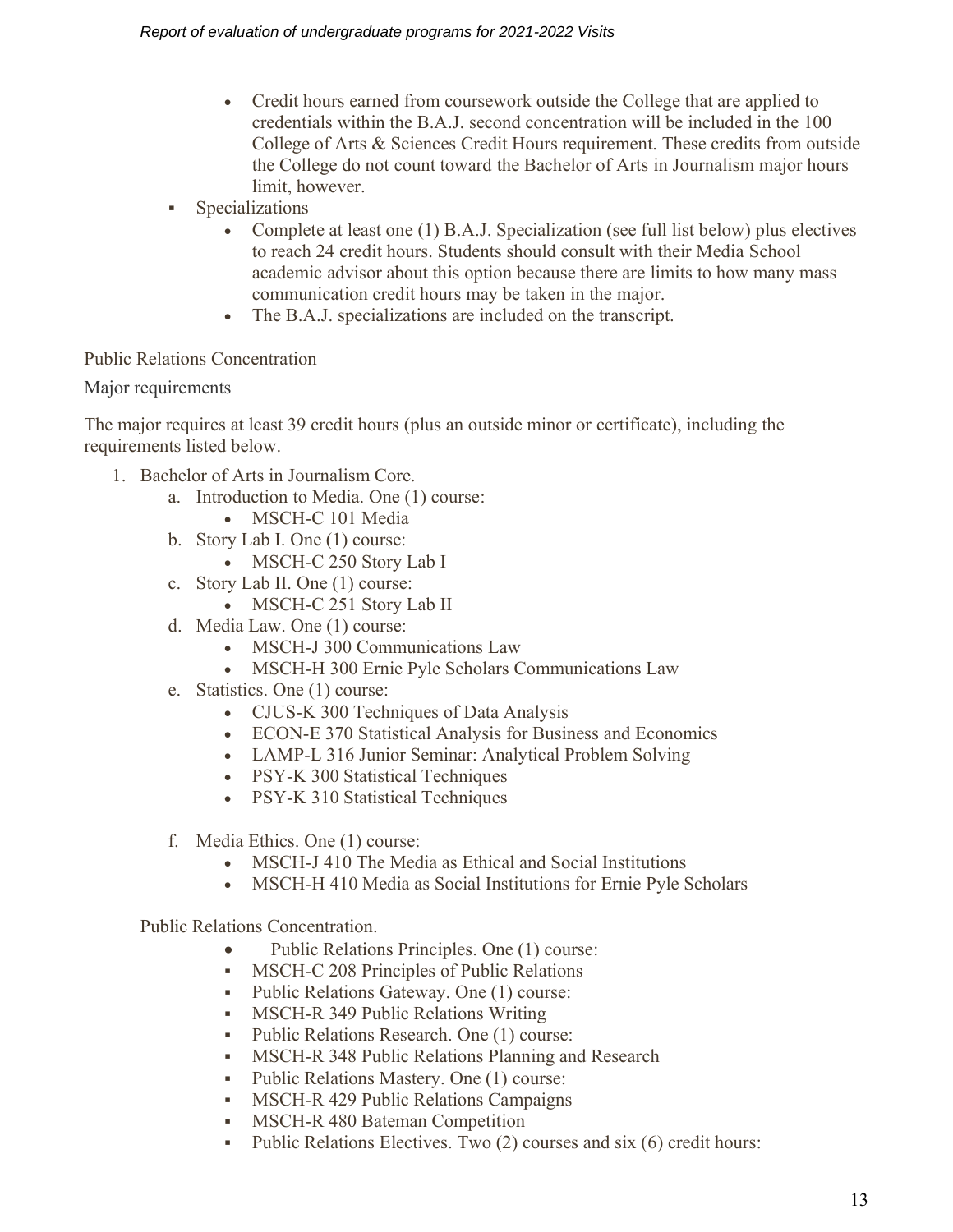- Credit hours earned from coursework outside the College that are applied to credentials within the B.A.J. second concentration will be included in the 100 College of Arts & Sciences Credit Hours requirement. These credits from outside the College do not count toward the Bachelor of Arts in Journalism major hours limit, however.
- Specializations
    - Complete at least one (1) B.A.J. Specialization (see full list below) plus electives to reach 24 credit hours. Students should consult with their Media School academic advisor about this option because there are limits to how many mass communication credit hours may be taken in the major.
    - The B.A.J. specializations are included on the transcript.

Public Relations Concentration

Major requirements

The major requires at least 39 credit hours (plus an outside minor or certificate), including the requirements listed below.

1. Bachelor of Arts in Journalism Core.
    a. Introduction to Media. One (1) course:
        - MSCH-C 101 Media
    b. Story Lab I. One (1) course:
        - MSCH-C 250 Story Lab I
    c. Story Lab II. One (1) course:
        - MSCH-C 251 Story Lab II
    d. Media Law. One (1) course:
        - MSCH-J 300 Communications Law
        - MSCH-H 300 Ernie Pyle Scholars Communications Law
    e. Statistics. One (1) course:
        - CJUS-K 300 Techniques of Data Analysis
        - ECON-E 370 Statistical Analysis for Business and Economics
        - LAMP-L 316 Junior Seminar: Analytical Problem Solving
        - PSY-K 300 Statistical Techniques
        - PSY-K 310 Statistical Techniques
    f. Media Ethics. One (1) course:
        - MSCH-J 410 The Media as Ethical and Social Institutions
        - MSCH-H 410 Media as Social Institutions for Ernie Pyle Scholars

Public Relations Concentration.

- Public Relations Principles. One (1) course:
- MSCH-C 208 Principles of Public Relations
- Public Relations Gateway. One (1) course:
- MSCH-R 349 Public Relations Writing
- Public Relations Research. One (1) course:
- MSCH-R 348 Public Relations Planning and Research
- Public Relations Mastery. One (1) course:
- MSCH-R 429 Public Relations Campaigns
- MSCH-R 480 Bateman Competition
- Public Relations Electives. Two (2) courses and six (6) credit hours: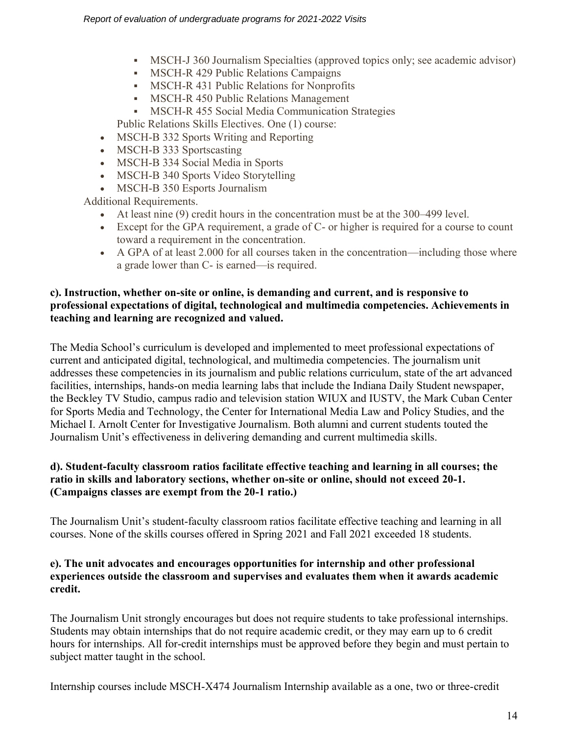- MSCH-J 360 Journalism Specialties (approved topics only; see academic advisor)
- MSCH-R 429 Public Relations Campaigns
- MSCH-R 431 Public Relations for Nonprofits
- MSCH-R 450 Public Relations Management
- MSCH-R 455 Social Media Communication Strategies

Public Relations Skills Electives. One (1) course:

- MSCH-B 332 Sports Writing and Reporting
- MSCH-B 333 Sportscasting
- MSCH-B 334 Social Media in Sports
- MSCH-B 340 Sports Video Storytelling
- MSCH-B 350 Esports Journalism

Additional Requirements.

- At least nine (9) credit hours in the concentration must be at the 300–499 level.
- Except for the GPA requirement, a grade of C- or higher is required for a course to count toward a requirement in the concentration.
- A GPA of at least 2.000 for all courses taken in the concentration—including those where a grade lower than C- is earned—is required.

**c). Instruction, whether on-site or online, is demanding and current, and is responsive to professional expectations of digital, technological and multimedia competencies. Achievements in teaching and learning are recognized and valued.**

The Media School's curriculum is developed and implemented to meet professional expectations of current and anticipated digital, technological, and multimedia competencies. The journalism unit addresses these competencies in its journalism and public relations curriculum, state of the art advanced facilities, internships, hands-on media learning labs that include the Indiana Daily Student newspaper, the Beckley TV Studio, campus radio and television station WIUX and IUSTV, the Mark Cuban Center for Sports Media and Technology, the Center for International Media Law and Policy Studies, and the Michael I. Arnolt Center for Investigative Journalism. Both alumni and current students touted the Journalism Unit's effectiveness in delivering demanding and current multimedia skills.

**d). Student-faculty classroom ratios facilitate effective teaching and learning in all courses; the ratio in skills and laboratory sections, whether on-site or online, should not exceed 20-1. (Campaigns classes are exempt from the 20-1 ratio.)**

The Journalism Unit's student-faculty classroom ratios facilitate effective teaching and learning in all courses. None of the skills courses offered in Spring 2021 and Fall 2021 exceeded 18 students.

**e). The unit advocates and encourages opportunities for internship and other professional experiences outside the classroom and supervises and evaluates them when it awards academic credit.**

The Journalism Unit strongly encourages but does not require students to take professional internships. Students may obtain internships that do not require academic credit, or they may earn up to 6 credit hours for internships. All for-credit internships must be approved before they begin and must pertain to subject matter taught in the school.

Internship courses include MSCH-X474 Journalism Internship available as a one, two or three-credit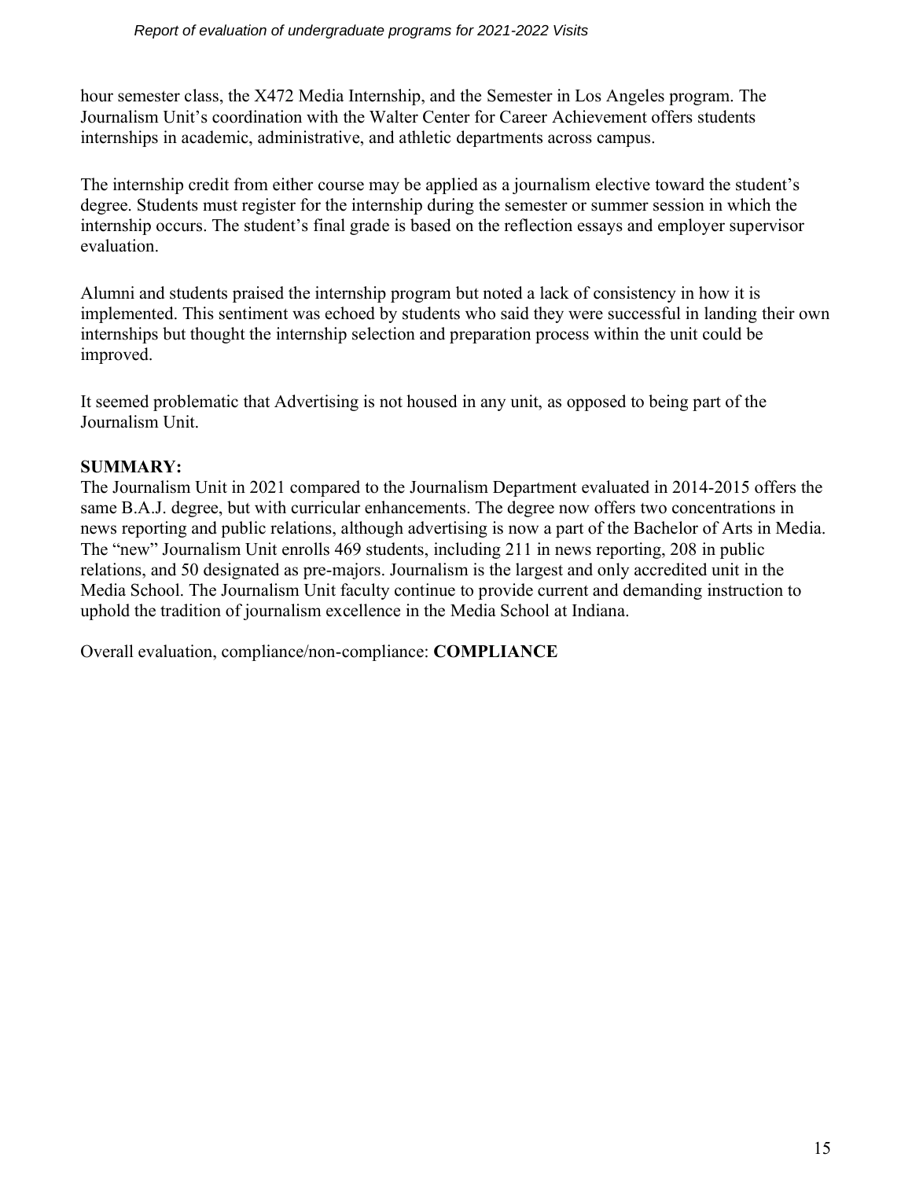hour semester class, the X472 Media Internship, and the Semester in Los Angeles program. The Journalism Unit's coordination with the Walter Center for Career Achievement offers students internships in academic, administrative, and athletic departments across campus.

The internship credit from either course may be applied as a journalism elective toward the student's degree. Students must register for the internship during the semester or summer session in which the internship occurs. The student's final grade is based on the reflection essays and employer supervisor evaluation.

Alumni and students praised the internship program but noted a lack of consistency in how it is implemented. This sentiment was echoed by students who said they were successful in landing their own internships but thought the internship selection and preparation process within the unit could be improved.

It seemed problematic that Advertising is not housed in any unit, as opposed to being part of the Journalism Unit.

**SUMMARY:**

The Journalism Unit in 2021 compared to the Journalism Department evaluated in 2014-2015 offers the same B.A.J. degree, but with curricular enhancements. The degree now offers two concentrations in news reporting and public relations, although advertising is now a part of the Bachelor of Arts in Media. The "new" Journalism Unit enrolls 469 students, including 211 in news reporting, 208 in public relations, and 50 designated as pre-majors. Journalism is the largest and only accredited unit in the Media School. The Journalism Unit faculty continue to provide current and demanding instruction to uphold the tradition of journalism excellence in the Media School at Indiana.

Overall evaluation, compliance/non-compliance: **COMPLIANCE**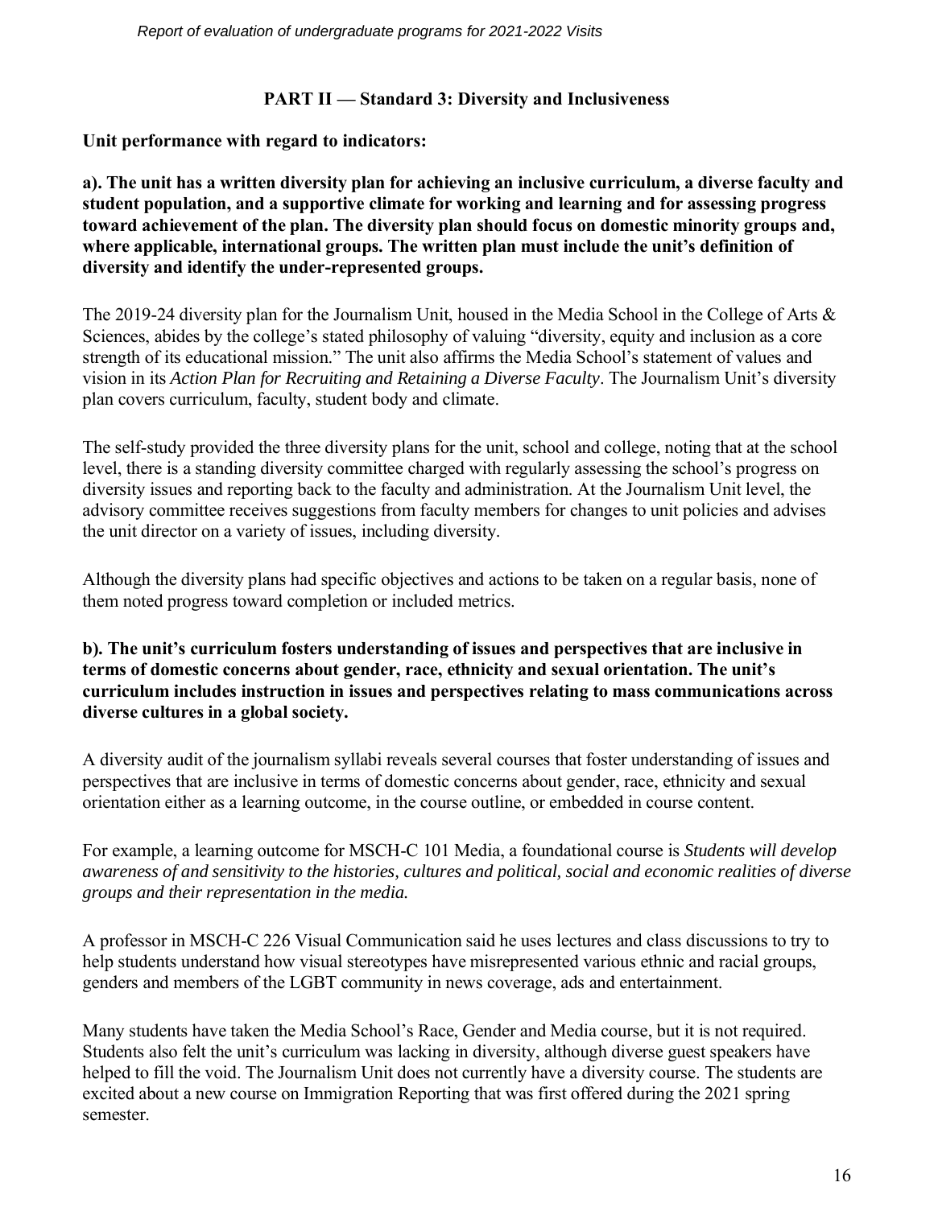## PART II — Standard 3: Diversity and Inclusiveness

**Unit performance with regard to indicators:**

**a). The unit has a written diversity plan for achieving an inclusive curriculum, a diverse faculty and student population, and a supportive climate for working and learning and for assessing progress toward achievement of the plan. The diversity plan should focus on domestic minority groups and, where applicable, international groups. The written plan must include the unit's definition of diversity and identify the under-represented groups.**

The 2019-24 diversity plan for the Journalism Unit, housed in the Media School in the College of Arts & Sciences, abides by the college's stated philosophy of valuing "diversity, equity and inclusion as a core strength of its educational mission." The unit also affirms the Media School's statement of values and vision in its *Action Plan for Recruiting and Retaining a Diverse Faculty*. The Journalism Unit's diversity plan covers curriculum, faculty, student body and climate.

The self-study provided the three diversity plans for the unit, school and college, noting that at the school level, there is a standing diversity committee charged with regularly assessing the school's progress on diversity issues and reporting back to the faculty and administration. At the Journalism Unit level, the advisory committee receives suggestions from faculty members for changes to unit policies and advises the unit director on a variety of issues, including diversity.

Although the diversity plans had specific objectives and actions to be taken on a regular basis, none of them noted progress toward completion or included metrics.

**b). The unit's curriculum fosters understanding of issues and perspectives that are inclusive in terms of domestic concerns about gender, race, ethnicity and sexual orientation. The unit's curriculum includes instruction in issues and perspectives relating to mass communications across diverse cultures in a global society.**

A diversity audit of the journalism syllabi reveals several courses that foster understanding of issues and perspectives that are inclusive in terms of domestic concerns about gender, race, ethnicity and sexual orientation either as a learning outcome, in the course outline, or embedded in course content.

For example, a learning outcome for MSCH-C 101 Media, a foundational course is *Students will develop awareness of and sensitivity to the histories, cultures and political, social and economic realities of diverse groups and their representation in the media.*

A professor in MSCH-C 226 Visual Communication said he uses lectures and class discussions to try to help students understand how visual stereotypes have misrepresented various ethnic and racial groups, genders and members of the LGBT community in news coverage, ads and entertainment.

Many students have taken the Media School's Race, Gender and Media course, but it is not required. Students also felt the unit's curriculum was lacking in diversity, although diverse guest speakers have helped to fill the void. The Journalism Unit does not currently have a diversity course. The students are excited about a new course on Immigration Reporting that was first offered during the 2021 spring semester.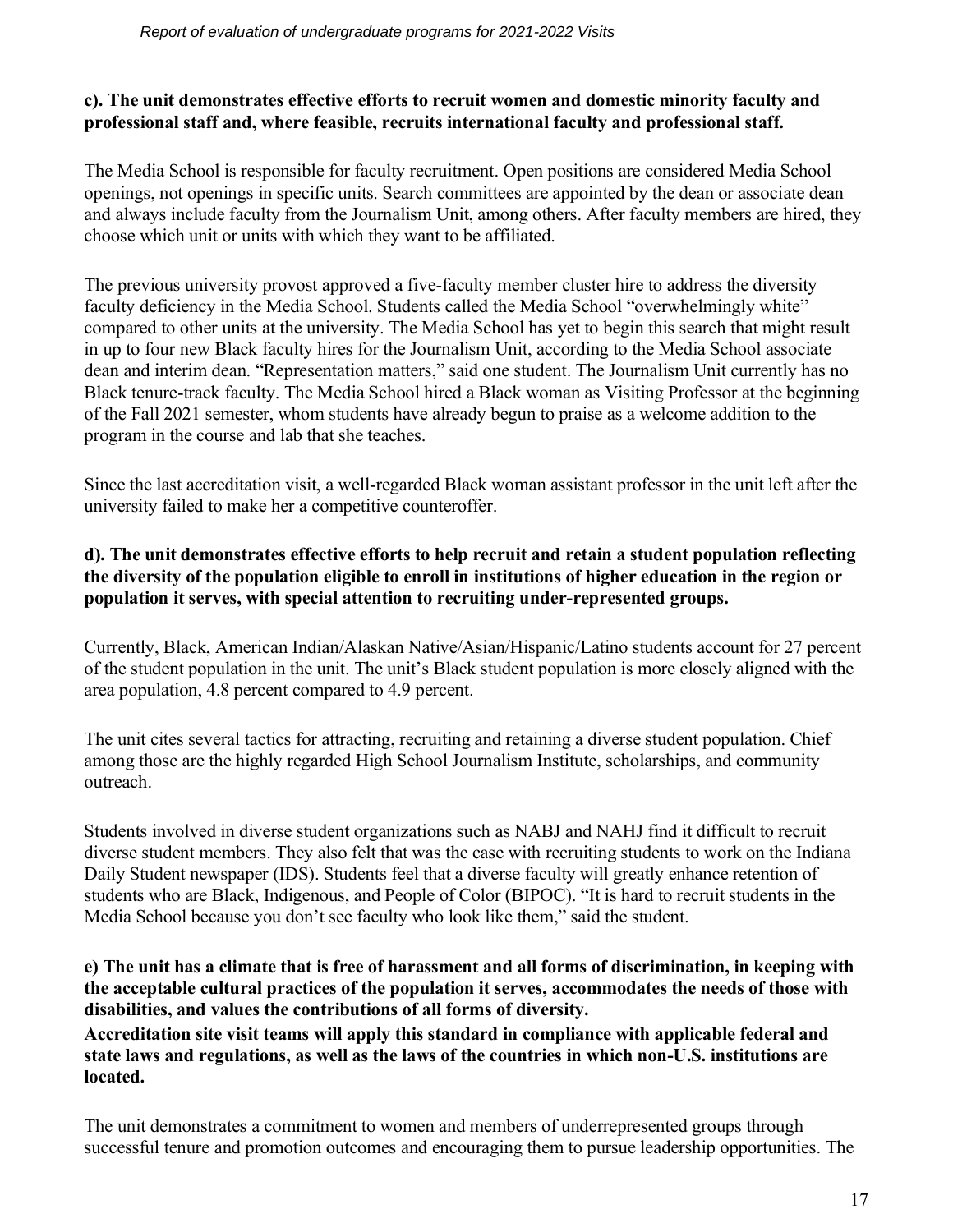**c). The unit demonstrates effective efforts to recruit women and domestic minority faculty and professional staff and, where feasible, recruits international faculty and professional staff.**

The Media School is responsible for faculty recruitment. Open positions are considered Media School openings, not openings in specific units. Search committees are appointed by the dean or associate dean and always include faculty from the Journalism Unit, among others. After faculty members are hired, they choose which unit or units with which they want to be affiliated.

The previous university provost approved a five-faculty member cluster hire to address the diversity faculty deficiency in the Media School. Students called the Media School "overwhelmingly white" compared to other units at the university. The Media School has yet to begin this search that might result in up to four new Black faculty hires for the Journalism Unit, according to the Media School associate dean and interim dean. "Representation matters," said one student. The Journalism Unit currently has no Black tenure-track faculty. The Media School hired a Black woman as Visiting Professor at the beginning of the Fall 2021 semester, whom students have already begun to praise as a welcome addition to the program in the course and lab that she teaches.

Since the last accreditation visit, a well-regarded Black woman assistant professor in the unit left after the university failed to make her a competitive counteroffer.

**d). The unit demonstrates effective efforts to help recruit and retain a student population reflecting the diversity of the population eligible to enroll in institutions of higher education in the region or population it serves, with special attention to recruiting under-represented groups.**

Currently, Black, American Indian/Alaskan Native/Asian/Hispanic/Latino students account for 27 percent of the student population in the unit. The unit's Black student population is more closely aligned with the area population, 4.8 percent compared to 4.9 percent.

The unit cites several tactics for attracting, recruiting and retaining a diverse student population. Chief among those are the highly regarded High School Journalism Institute, scholarships, and community outreach.

Students involved in diverse student organizations such as NABJ and NAHJ find it difficult to recruit diverse student members. They also felt that was the case with recruiting students to work on the Indiana Daily Student newspaper (IDS). Students feel that a diverse faculty will greatly enhance retention of students who are Black, Indigenous, and People of Color (BIPOC). "It is hard to recruit students in the Media School because you don't see faculty who look like them," said the student.

**e) The unit has a climate that is free of harassment and all forms of discrimination, in keeping with the acceptable cultural practices of the population it serves, accommodates the needs of those with disabilities, and values the contributions of all forms of diversity.**

**Accreditation site visit teams will apply this standard in compliance with applicable federal and state laws and regulations, as well as the laws of the countries in which non-U.S. institutions are located.**

The unit demonstrates a commitment to women and members of underrepresented groups through successful tenure and promotion outcomes and encouraging them to pursue leadership opportunities. The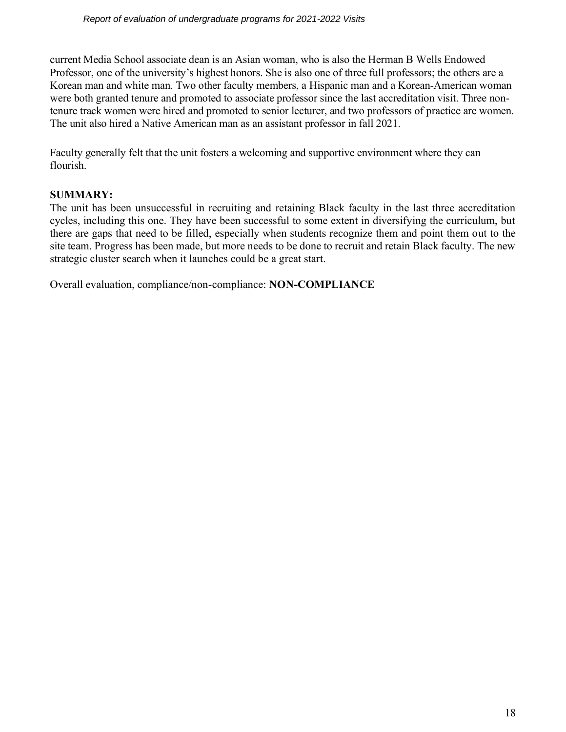current Media School associate dean is an Asian woman, who is also the Herman B Wells Endowed Professor, one of the university's highest honors. She is also one of three full professors; the others are a Korean man and white man. Two other faculty members, a Hispanic man and a Korean-American woman were both granted tenure and promoted to associate professor since the last accreditation visit. Three non-tenure track women were hired and promoted to senior lecturer, and two professors of practice are women. The unit also hired a Native American man as an assistant professor in fall 2021.

Faculty generally felt that the unit fosters a welcoming and supportive environment where they can flourish.

**SUMMARY:**

The unit has been unsuccessful in recruiting and retaining Black faculty in the last three accreditation cycles, including this one. They have been successful to some extent in diversifying the curriculum, but there are gaps that need to be filled, especially when students recognize them and point them out to the site team. Progress has been made, but more needs to be done to recruit and retain Black faculty. The new strategic cluster search when it launches could be a great start.

Overall evaluation, compliance/non-compliance: **NON-COMPLIANCE**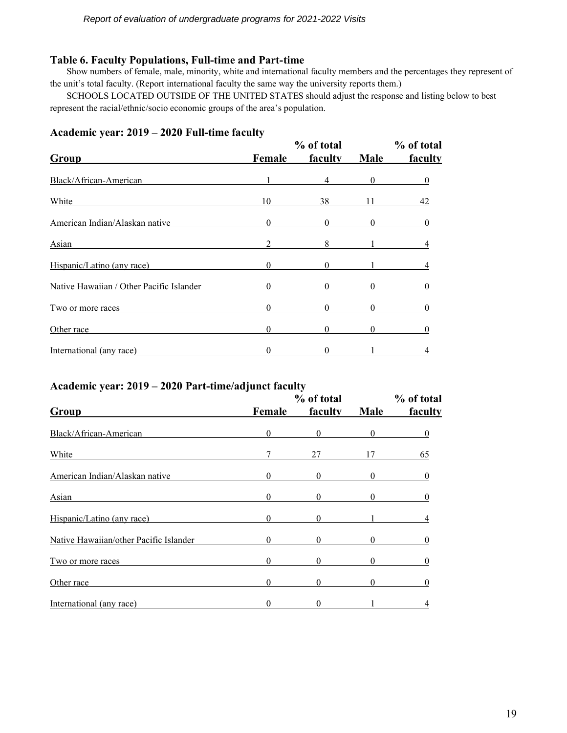### Table 6. Faculty Populations, Full-time and Part-time

Show numbers of female, male, minority, white and international faculty members and the percentages they represent of the unit's total faculty. (Report international faculty the same way the university reports them.)

SCHOOLS LOCATED OUTSIDE OF THE UNITED STATES should adjust the response and listing below to best represent the racial/ethnic/socio economic groups of the area's population.

#### Academic year: 2019 – 2020 Full-time faculty

| Group | Female | % of total faculty | Male | % of total faculty |
|---|---|---|---|---|
| Black/African-American | 1 | 4 | 0 | 0 |
| White | 10 | 38 | 11 | 42 |
| American Indian/Alaskan native | 0 | 0 | 0 | 0 |
| Asian | 2 | 8 | 1 | 4 |
| Hispanic/Latino (any race) | 0 | 0 | 1 | 4 |
| Native Hawaiian / Other Pacific Islander | 0 | 0 | 0 | 0 |
| Two or more races | 0 | 0 | 0 | 0 |
| Other race | 0 | 0 | 0 | 0 |
| International (any race) | 0 | 0 | 1 | 4 |

#### Academic year: 2019 – 2020 Part-time/adjunct faculty

| Group | Female | % of total faculty | Male | % of total faculty |
|---|---|---|---|---|
| Black/African-American | 0 | 0 | 0 | 0 |
| White | 7 | 27 | 17 | 65 |
| American Indian/Alaskan native | 0 | 0 | 0 | 0 |
| Asian | 0 | 0 | 0 | 0 |
| Hispanic/Latino (any race) | 0 | 0 | 1 | 4 |
| Native Hawaiian/other Pacific Islander | 0 | 0 | 0 | 0 |
| Two or more races | 0 | 0 | 0 | 0 |
| Other race | 0 | 0 | 0 | 0 |
| International (any race) | 0 | 0 | 1 | 4 |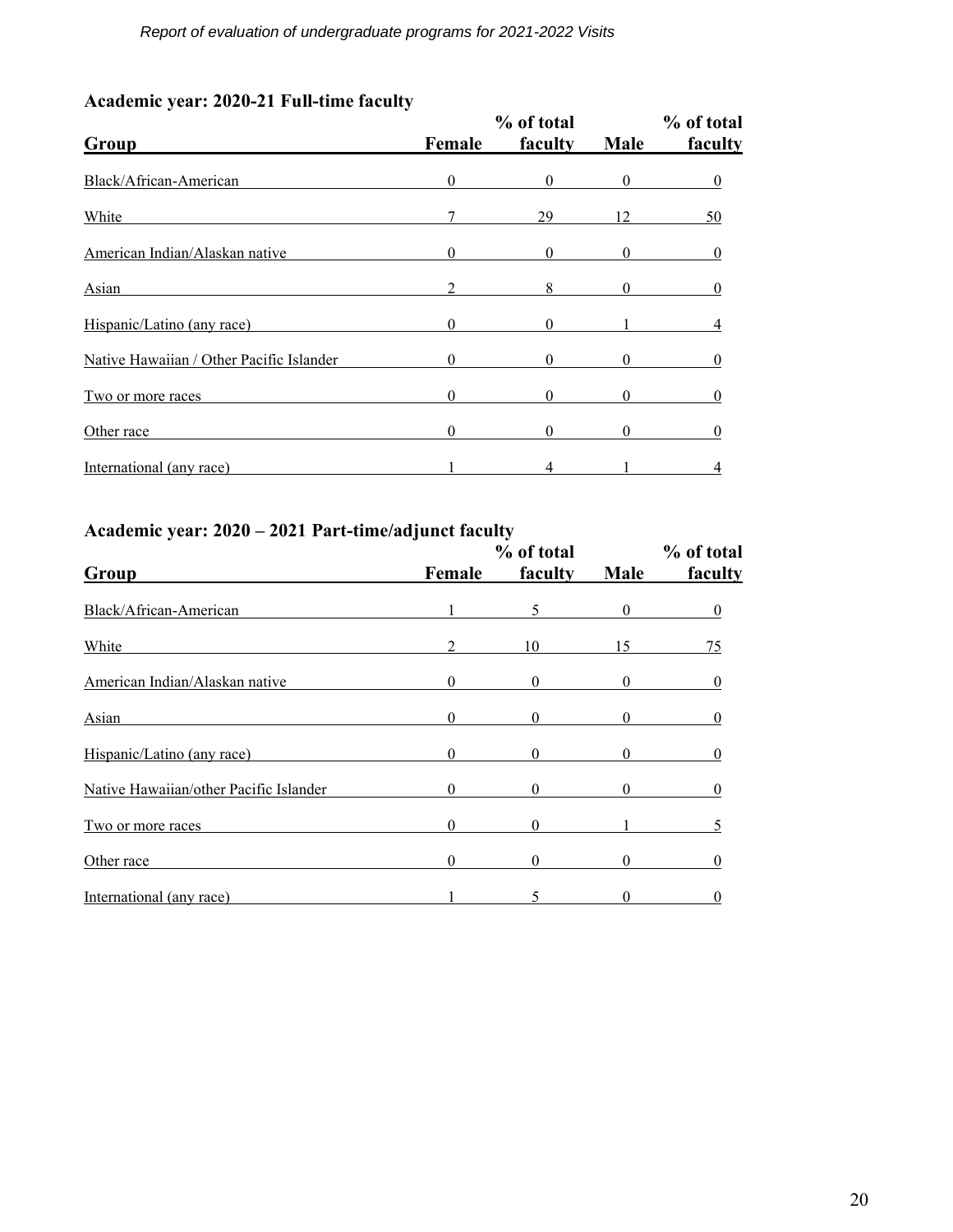### Academic year: 2020-21 Full-time faculty

| Group | Female | % of total faculty | Male | % of total faculty |
|---|---|---|---|---|
| Black/African-American | 0 | 0 | 0 | 0 |
| White | 7 | 29 | 12 | 50 |
| American Indian/Alaskan native | 0 | 0 | 0 | 0 |
| Asian | 2 | 8 | 0 | 0 |
| Hispanic/Latino (any race) | 0 | 0 | 1 | 4 |
| Native Hawaiian / Other Pacific Islander | 0 | 0 | 0 | 0 |
| Two or more races | 0 | 0 | 0 | 0 |
| Other race | 0 | 0 | 0 | 0 |
| International (any race) | 1 | 4 | 1 | 4 |

### Academic year: 2020 – 2021 Part-time/adjunct faculty

| Group | Female | % of total faculty | Male | % of total faculty |
|---|---|---|---|---|
| Black/African-American | 1 | 5 | 0 | 0 |
| White | 2 | 10 | 15 | 75 |
| American Indian/Alaskan native | 0 | 0 | 0 | 0 |
| Asian | 0 | 0 | 0 | 0 |
| Hispanic/Latino (any race) | 0 | 0 | 0 | 0 |
| Native Hawaiian/other Pacific Islander | 0 | 0 | 0 | 0 |
| Two or more races | 0 | 0 | 1 | 5 |
| Other race | 0 | 0 | 0 | 0 |
| International (any race) | 1 | 5 | 0 | 0 |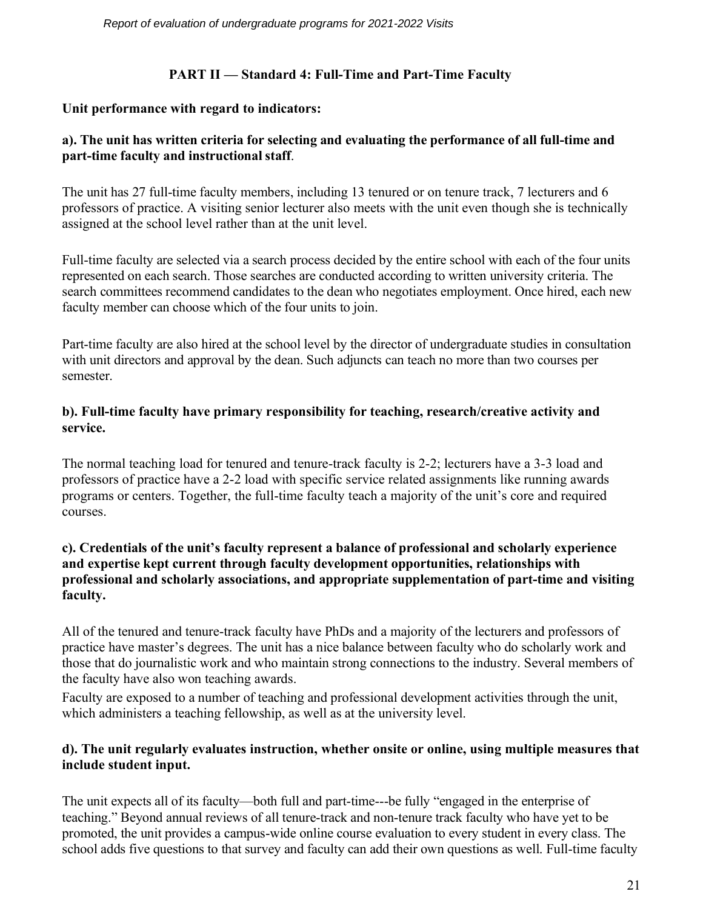## PART II — Standard 4: Full-Time and Part-Time Faculty

**Unit performance with regard to indicators:**

**a). The unit has written criteria for selecting and evaluating the performance of all full-time and part-time faculty and instructional staff**.

The unit has 27 full-time faculty members, including 13 tenured or on tenure track, 7 lecturers and 6 professors of practice. A visiting senior lecturer also meets with the unit even though she is technically assigned at the school level rather than at the unit level.

Full-time faculty are selected via a search process decided by the entire school with each of the four units represented on each search. Those searches are conducted according to written university criteria. The search committees recommend candidates to the dean who negotiates employment. Once hired, each new faculty member can choose which of the four units to join.

Part-time faculty are also hired at the school level by the director of undergraduate studies in consultation with unit directors and approval by the dean. Such adjuncts can teach no more than two courses per semester.

**b). Full-time faculty have primary responsibility for teaching, research/creative activity and service.**

The normal teaching load for tenured and tenure-track faculty is 2-2; lecturers have a 3-3 load and professors of practice have a 2-2 load with specific service related assignments like running awards programs or centers. Together, the full-time faculty teach a majority of the unit's core and required courses.

**c). Credentials of the unit's faculty represent a balance of professional and scholarly experience and expertise kept current through faculty development opportunities, relationships with professional and scholarly associations, and appropriate supplementation of part-time and visiting faculty.**

All of the tenured and tenure-track faculty have PhDs and a majority of the lecturers and professors of practice have master's degrees. The unit has a nice balance between faculty who do scholarly work and those that do journalistic work and who maintain strong connections to the industry. Several members of the faculty have also won teaching awards.

Faculty are exposed to a number of teaching and professional development activities through the unit, which administers a teaching fellowship, as well as at the university level.

**d). The unit regularly evaluates instruction, whether onsite or online, using multiple measures that include student input.**

The unit expects all of its faculty—both full and part-time---be fully "engaged in the enterprise of teaching." Beyond annual reviews of all tenure-track and non-tenure track faculty who have yet to be promoted, the unit provides a campus-wide online course evaluation to every student in every class. The school adds five questions to that survey and faculty can add their own questions as well. Full-time faculty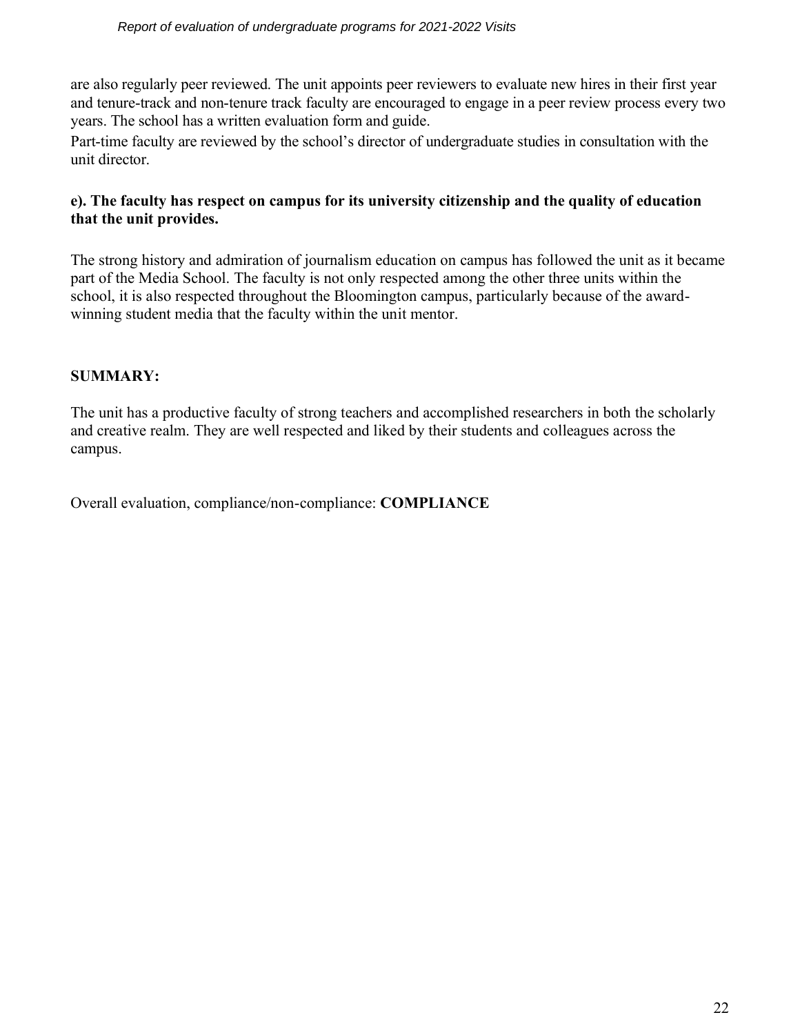are also regularly peer reviewed. The unit appoints peer reviewers to evaluate new hires in their first year and tenure-track and non-tenure track faculty are encouraged to engage in a peer review process every two years. The school has a written evaluation form and guide.

Part-time faculty are reviewed by the school's director of undergraduate studies in consultation with the unit director.

**e). The faculty has respect on campus for its university citizenship and the quality of education that the unit provides.**

The strong history and admiration of journalism education on campus has followed the unit as it became part of the Media School. The faculty is not only respected among the other three units within the school, it is also respected throughout the Bloomington campus, particularly because of the award-winning student media that the faculty within the unit mentor.

**SUMMARY:**

The unit has a productive faculty of strong teachers and accomplished researchers in both the scholarly and creative realm. They are well respected and liked by their students and colleagues across the campus.

Overall evaluation, compliance/non-compliance: **COMPLIANCE**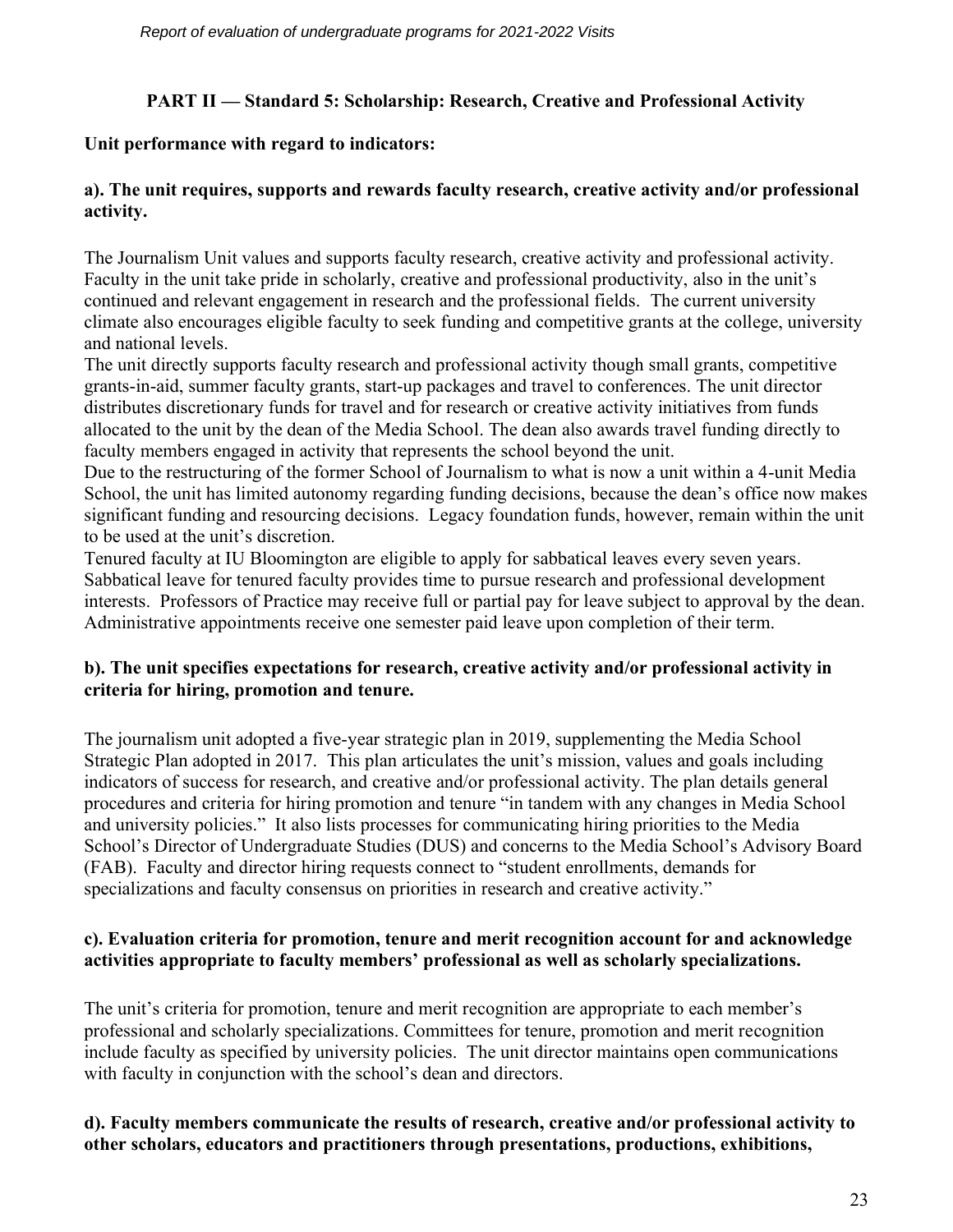## PART II — Standard 5: Scholarship: Research, Creative and Professional Activity

**Unit performance with regard to indicators:**

**a). The unit requires, supports and rewards faculty research, creative activity and/or professional activity.**

The Journalism Unit values and supports faculty research, creative activity and professional activity. Faculty in the unit take pride in scholarly, creative and professional productivity, also in the unit's continued and relevant engagement in research and the professional fields. The current university climate also encourages eligible faculty to seek funding and competitive grants at the college, university and national levels.

The unit directly supports faculty research and professional activity though small grants, competitive grants-in-aid, summer faculty grants, start-up packages and travel to conferences. The unit director distributes discretionary funds for travel and for research or creative activity initiatives from funds allocated to the unit by the dean of the Media School. The dean also awards travel funding directly to faculty members engaged in activity that represents the school beyond the unit.

Due to the restructuring of the former School of Journalism to what is now a unit within a 4-unit Media School, the unit has limited autonomy regarding funding decisions, because the dean's office now makes significant funding and resourcing decisions. Legacy foundation funds, however, remain within the unit to be used at the unit's discretion.

Tenured faculty at IU Bloomington are eligible to apply for sabbatical leaves every seven years. Sabbatical leave for tenured faculty provides time to pursue research and professional development interests. Professors of Practice may receive full or partial pay for leave subject to approval by the dean. Administrative appointments receive one semester paid leave upon completion of their term.

**b). The unit specifies expectations for research, creative activity and/or professional activity in criteria for hiring, promotion and tenure.**

The journalism unit adopted a five-year strategic plan in 2019, supplementing the Media School Strategic Plan adopted in 2017. This plan articulates the unit's mission, values and goals including indicators of success for research, and creative and/or professional activity. The plan details general procedures and criteria for hiring promotion and tenure "in tandem with any changes in Media School and university policies." It also lists processes for communicating hiring priorities to the Media School's Director of Undergraduate Studies (DUS) and concerns to the Media School's Advisory Board (FAB). Faculty and director hiring requests connect to "student enrollments, demands for specializations and faculty consensus on priorities in research and creative activity."

**c). Evaluation criteria for promotion, tenure and merit recognition account for and acknowledge activities appropriate to faculty members' professional as well as scholarly specializations.**

The unit's criteria for promotion, tenure and merit recognition are appropriate to each member's professional and scholarly specializations. Committees for tenure, promotion and merit recognition include faculty as specified by university policies. The unit director maintains open communications with faculty in conjunction with the school's dean and directors.

**d). Faculty members communicate the results of research, creative and/or professional activity to other scholars, educators and practitioners through presentations, productions, exhibitions,**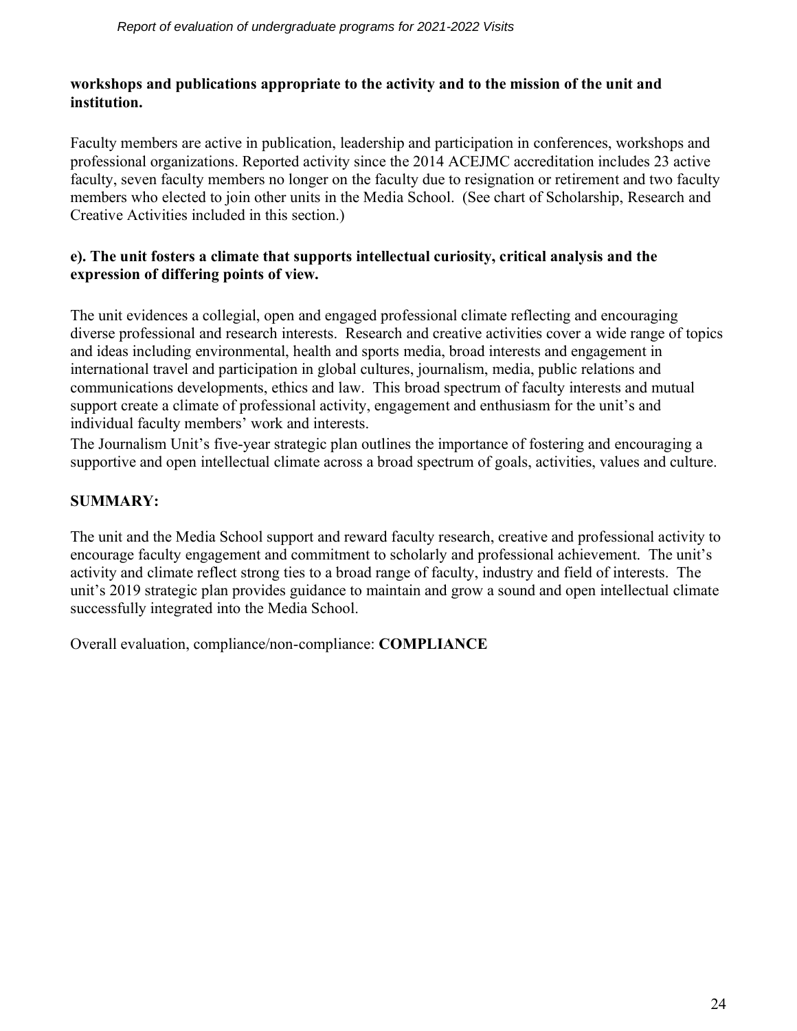**workshops and publications appropriate to the activity and to the mission of the unit and institution.**

Faculty members are active in publication, leadership and participation in conferences, workshops and professional organizations. Reported activity since the 2014 ACEJMC accreditation includes 23 active faculty, seven faculty members no longer on the faculty due to resignation or retirement and two faculty members who elected to join other units in the Media School. (See chart of Scholarship, Research and Creative Activities included in this section.)

**e). The unit fosters a climate that supports intellectual curiosity, critical analysis and the expression of differing points of view.**

The unit evidences a collegial, open and engaged professional climate reflecting and encouraging diverse professional and research interests. Research and creative activities cover a wide range of topics and ideas including environmental, health and sports media, broad interests and engagement in international travel and participation in global cultures, journalism, media, public relations and communications developments, ethics and law. This broad spectrum of faculty interests and mutual support create a climate of professional activity, engagement and enthusiasm for the unit's and individual faculty members' work and interests.

The Journalism Unit's five-year strategic plan outlines the importance of fostering and encouraging a supportive and open intellectual climate across a broad spectrum of goals, activities, values and culture.

**SUMMARY:**

The unit and the Media School support and reward faculty research, creative and professional activity to encourage faculty engagement and commitment to scholarly and professional achievement. The unit's activity and climate reflect strong ties to a broad range of faculty, industry and field of interests. The unit's 2019 strategic plan provides guidance to maintain and grow a sound and open intellectual climate successfully integrated into the Media School.

Overall evaluation, compliance/non-compliance: **COMPLIANCE**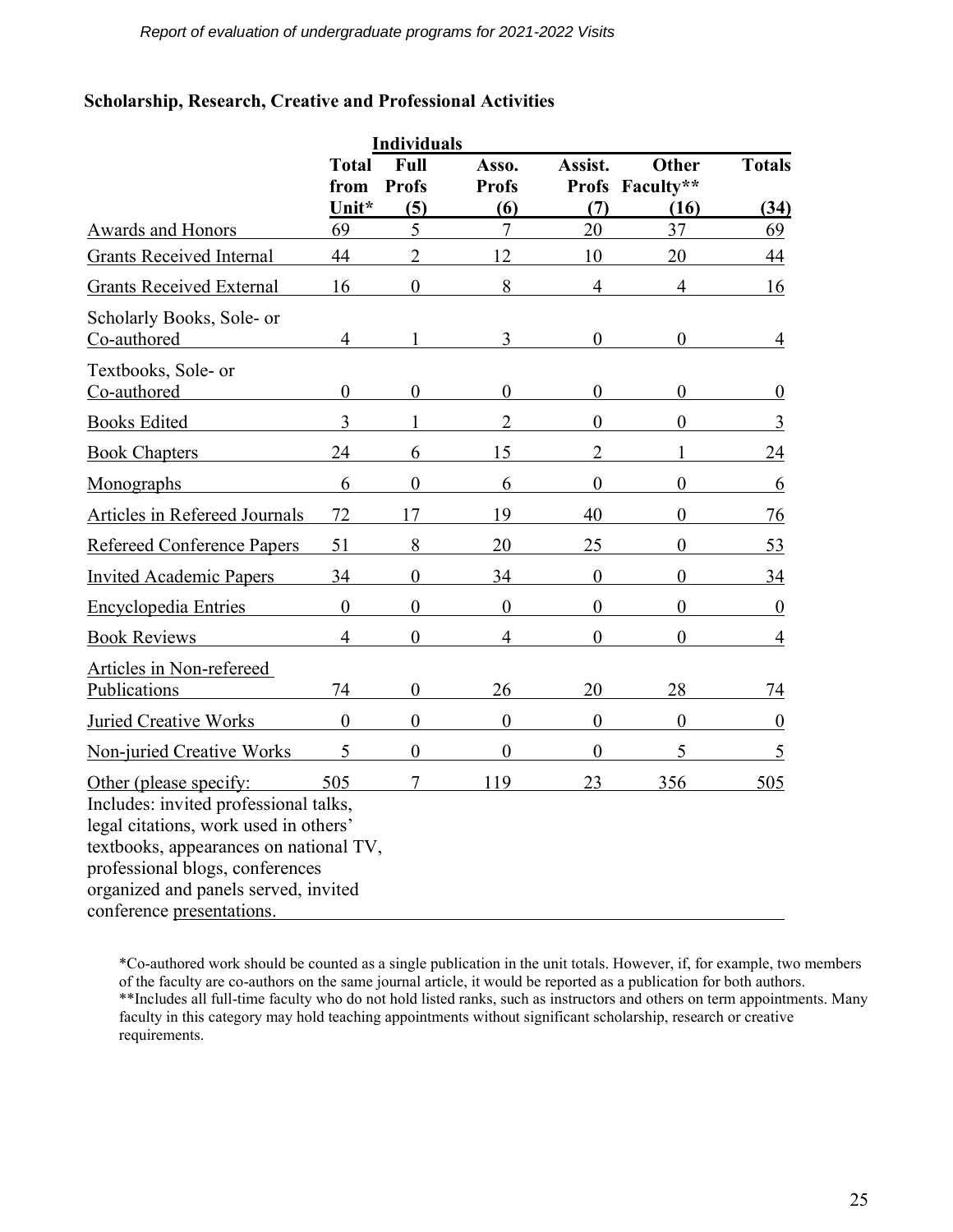## Scholarship, Research, Creative and Professional Activities

| | Total from Unit* | **Individuals** Full Profs (5) | Asso. Profs (6) | Assist. Profs (7) | Other Faculty** (16) | Totals (34) |
|---|---|---|---|---|---|---|
| Awards and Honors | 69 | 5 | 7 | 20 | 37 | 69 |
| Grants Received Internal | 44 | 2 | 12 | 10 | 20 | 44 |
| Grants Received External | 16 | 0 | 8 | 4 | 4 | 16 |
| Scholarly Books, Sole- or Co-authored | 4 | 1 | 3 | 0 | 0 | 4 |
| Textbooks, Sole- or Co-authored | 0 | 0 | 0 | 0 | 0 | 0 |
| Books Edited | 3 | 1 | 2 | 0 | 0 | 3 |
| Book Chapters | 24 | 6 | 15 | 2 | 1 | 24 |
| Monographs | 6 | 0 | 6 | 0 | 0 | 6 |
| Articles in Refereed Journals | 72 | 17 | 19 | 40 | 0 | 76 |
| Refereed Conference Papers | 51 | 8 | 20 | 25 | 0 | 53 |
| Invited Academic Papers | 34 | 0 | 34 | 0 | 0 | 34 |
| Encyclopedia Entries | 0 | 0 | 0 | 0 | 0 | 0 |
| Book Reviews | 4 | 0 | 4 | 0 | 0 | 4 |
| Articles in Non-refereed Publications | 74 | 0 | 26 | 20 | 28 | 74 |
| Juried Creative Works | 0 | 0 | 0 | 0 | 0 | 0 |
| Non-juried Creative Works | 5 | 0 | 0 | 0 | 5 | 5 |
| Other (please specify: Includes: invited professional talks, legal citations, work used in others' textbooks, appearances on national TV, professional blogs, conferences organized and panels served, invited conference presentations. | 505 | 7 | 119 | 23 | 356 | 505 |

*Co-authored work should be counted as a single publication in the unit totals. However, if, for example, two members of the faculty are co-authors on the same journal article, it would be reported as a publication for both authors.
**Includes all full-time faculty who do not hold listed ranks, such as instructors and others on term appointments. Many faculty in this category may hold teaching appointments without significant scholarship, research or creative requirements.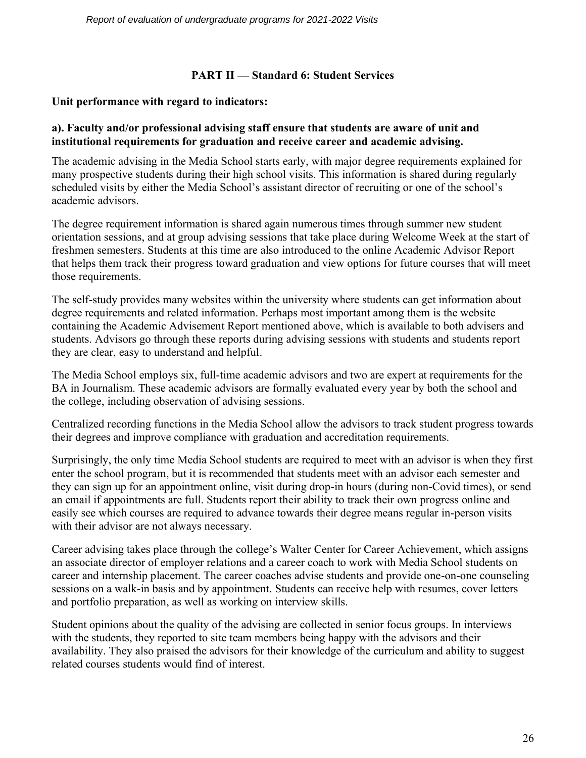## PART II — Standard 6: Student Services

**Unit performance with regard to indicators:**

**a). Faculty and/or professional advising staff ensure that students are aware of unit and institutional requirements for graduation and receive career and academic advising.**

The academic advising in the Media School starts early, with major degree requirements explained for many prospective students during their high school visits. This information is shared during regularly scheduled visits by either the Media School's assistant director of recruiting or one of the school's academic advisors.

The degree requirement information is shared again numerous times through summer new student orientation sessions, and at group advising sessions that take place during Welcome Week at the start of freshmen semesters. Students at this time are also introduced to the online Academic Advisor Report that helps them track their progress toward graduation and view options for future courses that will meet those requirements.

The self-study provides many websites within the university where students can get information about degree requirements and related information. Perhaps most important among them is the website containing the Academic Advisement Report mentioned above, which is available to both advisers and students. Advisors go through these reports during advising sessions with students and students report they are clear, easy to understand and helpful.

The Media School employs six, full-time academic advisors and two are expert at requirements for the BA in Journalism. These academic advisors are formally evaluated every year by both the school and the college, including observation of advising sessions.

Centralized recording functions in the Media School allow the advisors to track student progress towards their degrees and improve compliance with graduation and accreditation requirements.

Surprisingly, the only time Media School students are required to meet with an advisor is when they first enter the school program, but it is recommended that students meet with an advisor each semester and they can sign up for an appointment online, visit during drop-in hours (during non-Covid times), or send an email if appointments are full. Students report their ability to track their own progress online and easily see which courses are required to advance towards their degree means regular in-person visits with their advisor are not always necessary.

Career advising takes place through the college's Walter Center for Career Achievement, which assigns an associate director of employer relations and a career coach to work with Media School students on career and internship placement. The career coaches advise students and provide one-on-one counseling sessions on a walk-in basis and by appointment. Students can receive help with resumes, cover letters and portfolio preparation, as well as working on interview skills.

Student opinions about the quality of the advising are collected in senior focus groups. In interviews with the students, they reported to site team members being happy with the advisors and their availability. They also praised the advisors for their knowledge of the curriculum and ability to suggest related courses students would find of interest.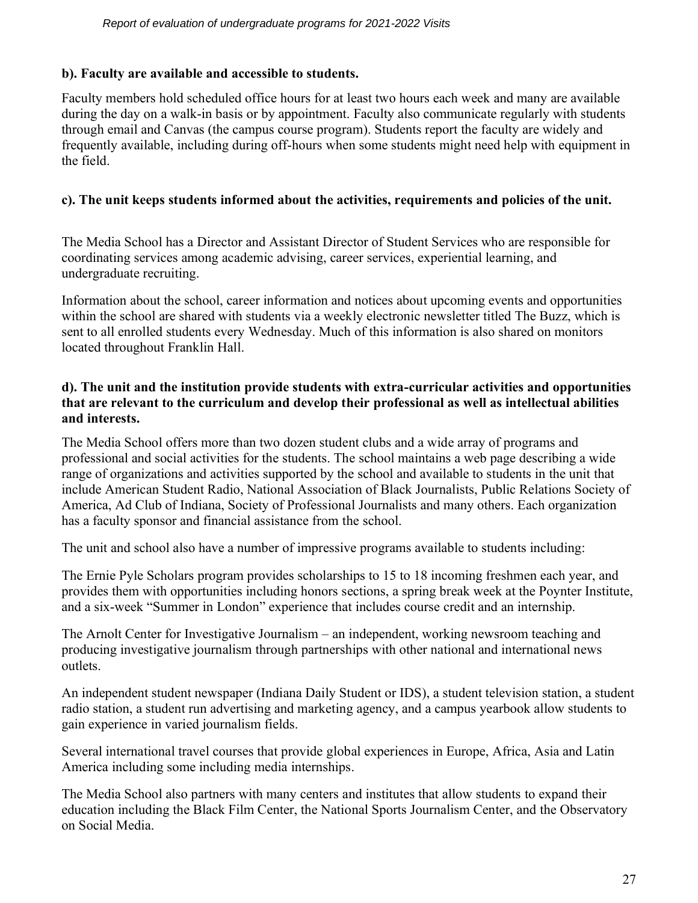**b). Faculty are available and accessible to students.**

Faculty members hold scheduled office hours for at least two hours each week and many are available during the day on a walk-in basis or by appointment. Faculty also communicate regularly with students through email and Canvas (the campus course program). Students report the faculty are widely and frequently available, including during off-hours when some students might need help with equipment in the field.

**c). The unit keeps students informed about the activities, requirements and policies of the unit.**

The Media School has a Director and Assistant Director of Student Services who are responsible for coordinating services among academic advising, career services, experiential learning, and undergraduate recruiting.

Information about the school, career information and notices about upcoming events and opportunities within the school are shared with students via a weekly electronic newsletter titled The Buzz, which is sent to all enrolled students every Wednesday. Much of this information is also shared on monitors located throughout Franklin Hall.

**d). The unit and the institution provide students with extra-curricular activities and opportunities that are relevant to the curriculum and develop their professional as well as intellectual abilities and interests.**

The Media School offers more than two dozen student clubs and a wide array of programs and professional and social activities for the students. The school maintains a web page describing a wide range of organizations and activities supported by the school and available to students in the unit that include American Student Radio, National Association of Black Journalists, Public Relations Society of America, Ad Club of Indiana, Society of Professional Journalists and many others. Each organization has a faculty sponsor and financial assistance from the school.

The unit and school also have a number of impressive programs available to students including:

The Ernie Pyle Scholars program provides scholarships to 15 to 18 incoming freshmen each year, and provides them with opportunities including honors sections, a spring break week at the Poynter Institute, and a six-week "Summer in London" experience that includes course credit and an internship.

The Arnolt Center for Investigative Journalism – an independent, working newsroom teaching and producing investigative journalism through partnerships with other national and international news outlets.

An independent student newspaper (Indiana Daily Student or IDS), a student television station, a student radio station, a student run advertising and marketing agency, and a campus yearbook allow students to gain experience in varied journalism fields.

Several international travel courses that provide global experiences in Europe, Africa, Asia and Latin America including some including media internships.

The Media School also partners with many centers and institutes that allow students to expand their education including the Black Film Center, the National Sports Journalism Center, and the Observatory on Social Media.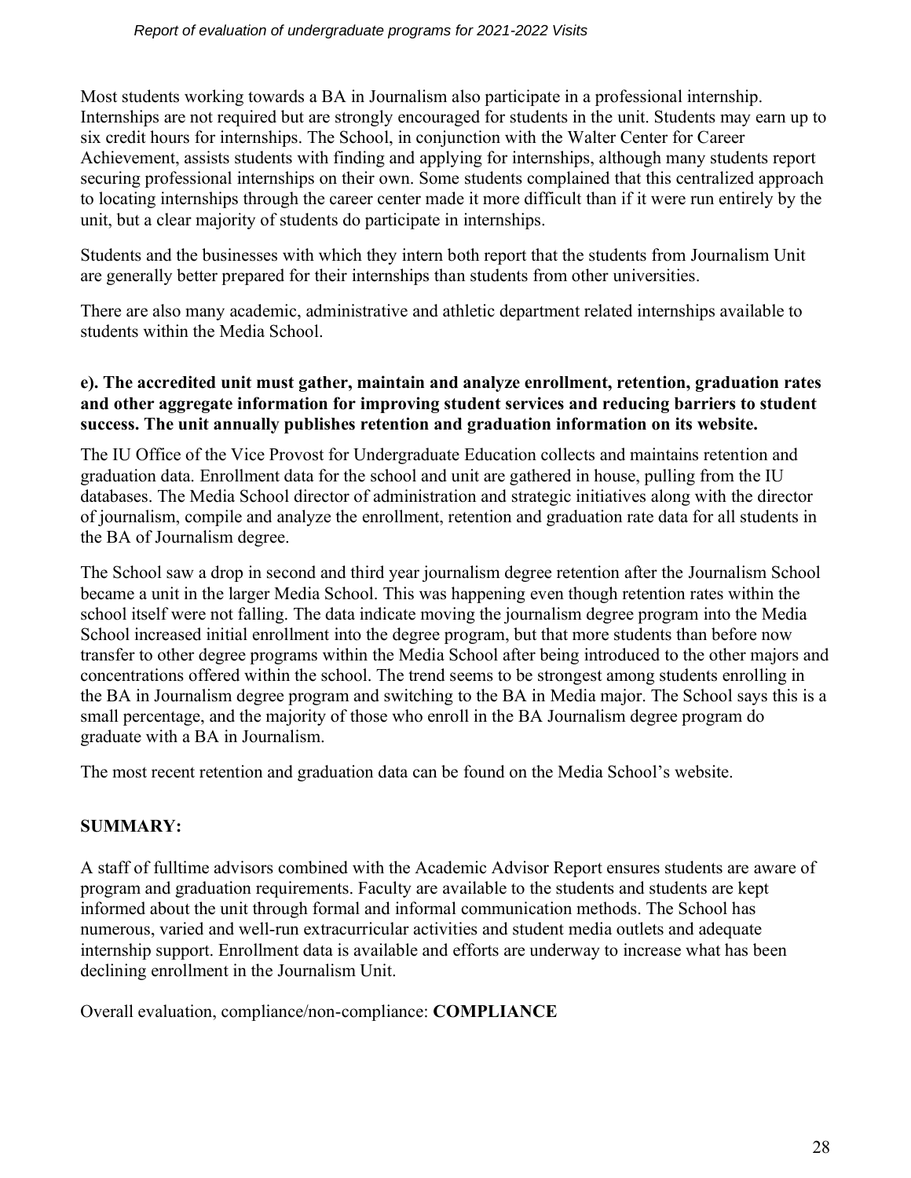Most students working towards a BA in Journalism also participate in a professional internship. Internships are not required but are strongly encouraged for students in the unit. Students may earn up to six credit hours for internships. The School, in conjunction with the Walter Center for Career Achievement, assists students with finding and applying for internships, although many students report securing professional internships on their own. Some students complained that this centralized approach to locating internships through the career center made it more difficult than if it were run entirely by the unit, but a clear majority of students do participate in internships.

Students and the businesses with which they intern both report that the students from Journalism Unit are generally better prepared for their internships than students from other universities.

There are also many academic, administrative and athletic department related internships available to students within the Media School.

**e). The accredited unit must gather, maintain and analyze enrollment, retention, graduation rates and other aggregate information for improving student services and reducing barriers to student success. The unit annually publishes retention and graduation information on its website.**

The IU Office of the Vice Provost for Undergraduate Education collects and maintains retention and graduation data. Enrollment data for the school and unit are gathered in house, pulling from the IU databases. The Media School director of administration and strategic initiatives along with the director of journalism, compile and analyze the enrollment, retention and graduation rate data for all students in the BA of Journalism degree.

The School saw a drop in second and third year journalism degree retention after the Journalism School became a unit in the larger Media School. This was happening even though retention rates within the school itself were not falling. The data indicate moving the journalism degree program into the Media School increased initial enrollment into the degree program, but that more students than before now transfer to other degree programs within the Media School after being introduced to the other majors and concentrations offered within the school. The trend seems to be strongest among students enrolling in the BA in Journalism degree program and switching to the BA in Media major. The School says this is a small percentage, and the majority of those who enroll in the BA Journalism degree program do graduate with a BA in Journalism.

The most recent retention and graduation data can be found on the Media School's website.

**SUMMARY:**

A staff of fulltime advisors combined with the Academic Advisor Report ensures students are aware of program and graduation requirements. Faculty are available to the students and students are kept informed about the unit through formal and informal communication methods. The School has numerous, varied and well-run extracurricular activities and student media outlets and adequate internship support. Enrollment data is available and efforts are underway to increase what has been declining enrollment in the Journalism Unit.

Overall evaluation, compliance/non-compliance: **COMPLIANCE**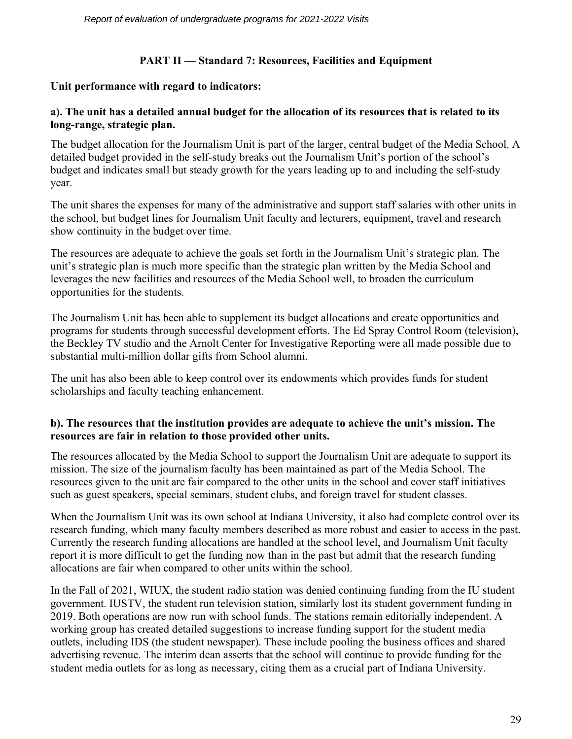## PART II — Standard 7: Resources, Facilities and Equipment

**Unit performance with regard to indicators:**

**a). The unit has a detailed annual budget for the allocation of its resources that is related to its long-range, strategic plan.**

The budget allocation for the Journalism Unit is part of the larger, central budget of the Media School. A detailed budget provided in the self-study breaks out the Journalism Unit's portion of the school's budget and indicates small but steady growth for the years leading up to and including the self-study year.

The unit shares the expenses for many of the administrative and support staff salaries with other units in the school, but budget lines for Journalism Unit faculty and lecturers, equipment, travel and research show continuity in the budget over time.

The resources are adequate to achieve the goals set forth in the Journalism Unit's strategic plan. The unit's strategic plan is much more specific than the strategic plan written by the Media School and leverages the new facilities and resources of the Media School well, to broaden the curriculum opportunities for the students.

The Journalism Unit has been able to supplement its budget allocations and create opportunities and programs for students through successful development efforts. The Ed Spray Control Room (television), the Beckley TV studio and the Arnolt Center for Investigative Reporting were all made possible due to substantial multi-million dollar gifts from School alumni.

The unit has also been able to keep control over its endowments which provides funds for student scholarships and faculty teaching enhancement.

**b). The resources that the institution provides are adequate to achieve the unit's mission. The resources are fair in relation to those provided other units.**

The resources allocated by the Media School to support the Journalism Unit are adequate to support its mission. The size of the journalism faculty has been maintained as part of the Media School. The resources given to the unit are fair compared to the other units in the school and cover staff initiatives such as guest speakers, special seminars, student clubs, and foreign travel for student classes.

When the Journalism Unit was its own school at Indiana University, it also had complete control over its research funding, which many faculty members described as more robust and easier to access in the past. Currently the research funding allocations are handled at the school level, and Journalism Unit faculty report it is more difficult to get the funding now than in the past but admit that the research funding allocations are fair when compared to other units within the school.

In the Fall of 2021, WIUX, the student radio station was denied continuing funding from the IU student government. IUSTV, the student run television station, similarly lost its student government funding in 2019. Both operations are now run with school funds. The stations remain editorially independent. A working group has created detailed suggestions to increase funding support for the student media outlets, including IDS (the student newspaper). These include pooling the business offices and shared advertising revenue. The interim dean asserts that the school will continue to provide funding for the student media outlets for as long as necessary, citing them as a crucial part of Indiana University.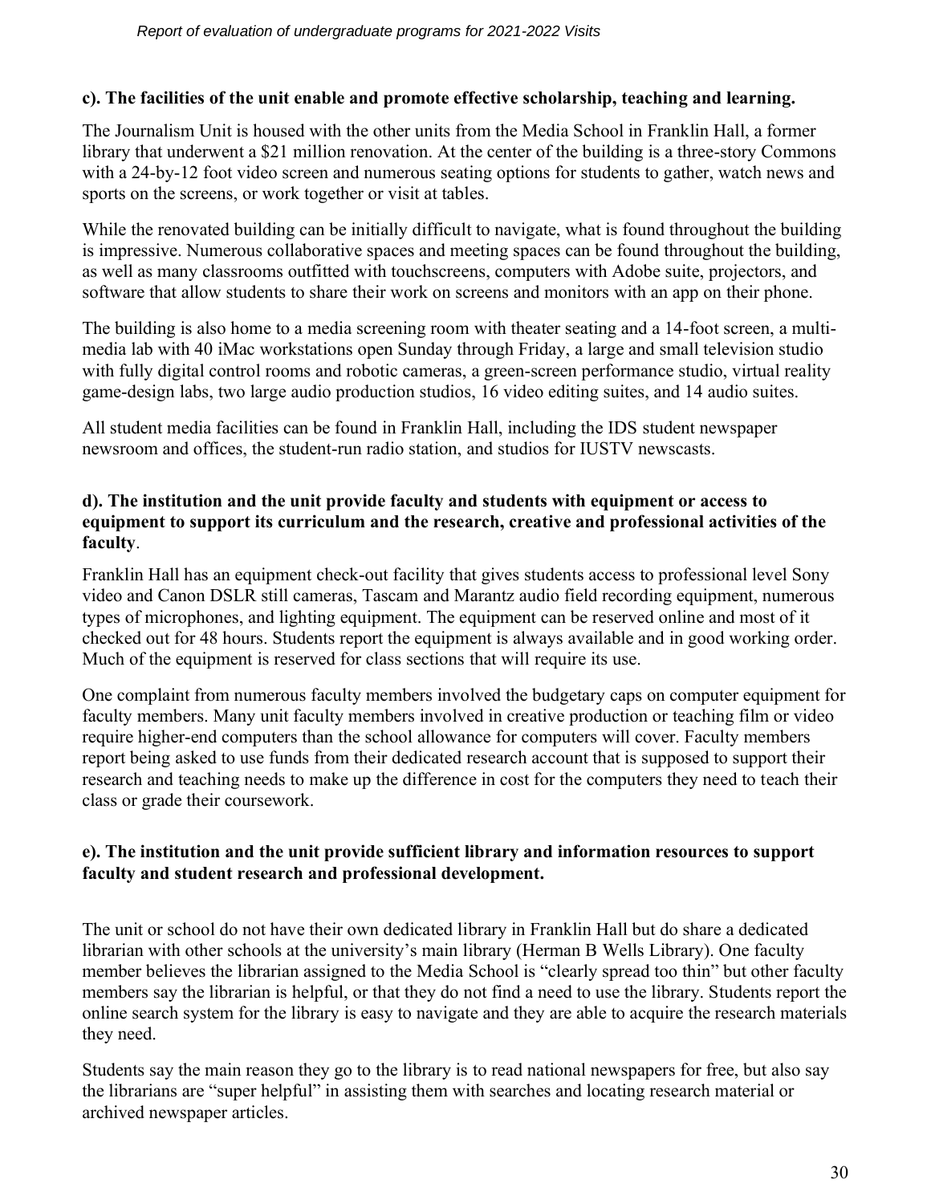**c). The facilities of the unit enable and promote effective scholarship, teaching and learning.**

The Journalism Unit is housed with the other units from the Media School in Franklin Hall, a former library that underwent a $21 million renovation. At the center of the building is a three-story Commons with a 24-by-12 foot video screen and numerous seating options for students to gather, watch news and sports on the screens, or work together or visit at tables.

While the renovated building can be initially difficult to navigate, what is found throughout the building is impressive. Numerous collaborative spaces and meeting spaces can be found throughout the building, as well as many classrooms outfitted with touchscreens, computers with Adobe suite, projectors, and software that allow students to share their work on screens and monitors with an app on their phone.

The building is also home to a media screening room with theater seating and a 14-foot screen, a multi-media lab with 40 iMac workstations open Sunday through Friday, a large and small television studio with fully digital control rooms and robotic cameras, a green-screen performance studio, virtual reality game-design labs, two large audio production studios, 16 video editing suites, and 14 audio suites.

All student media facilities can be found in Franklin Hall, including the IDS student newspaper newsroom and offices, the student-run radio station, and studios for IUSTV newscasts.

**d). The institution and the unit provide faculty and students with equipment or access to equipment to support its curriculum and the research, creative and professional activities of the faculty**.

Franklin Hall has an equipment check-out facility that gives students access to professional level Sony video and Canon DSLR still cameras, Tascam and Marantz audio field recording equipment, numerous types of microphones, and lighting equipment. The equipment can be reserved online and most of it checked out for 48 hours. Students report the equipment is always available and in good working order. Much of the equipment is reserved for class sections that will require its use.

One complaint from numerous faculty members involved the budgetary caps on computer equipment for faculty members. Many unit faculty members involved in creative production or teaching film or video require higher-end computers than the school allowance for computers will cover. Faculty members report being asked to use funds from their dedicated research account that is supposed to support their research and teaching needs to make up the difference in cost for the computers they need to teach their class or grade their coursework.

**e). The institution and the unit provide sufficient library and information resources to support faculty and student research and professional development.**

The unit or school do not have their own dedicated library in Franklin Hall but do share a dedicated librarian with other schools at the university's main library (Herman B Wells Library). One faculty member believes the librarian assigned to the Media School is "clearly spread too thin" but other faculty members say the librarian is helpful, or that they do not find a need to use the library. Students report the online search system for the library is easy to navigate and they are able to acquire the research materials they need.

Students say the main reason they go to the library is to read national newspapers for free, but also say the librarians are "super helpful" in assisting them with searches and locating research material or archived newspaper articles.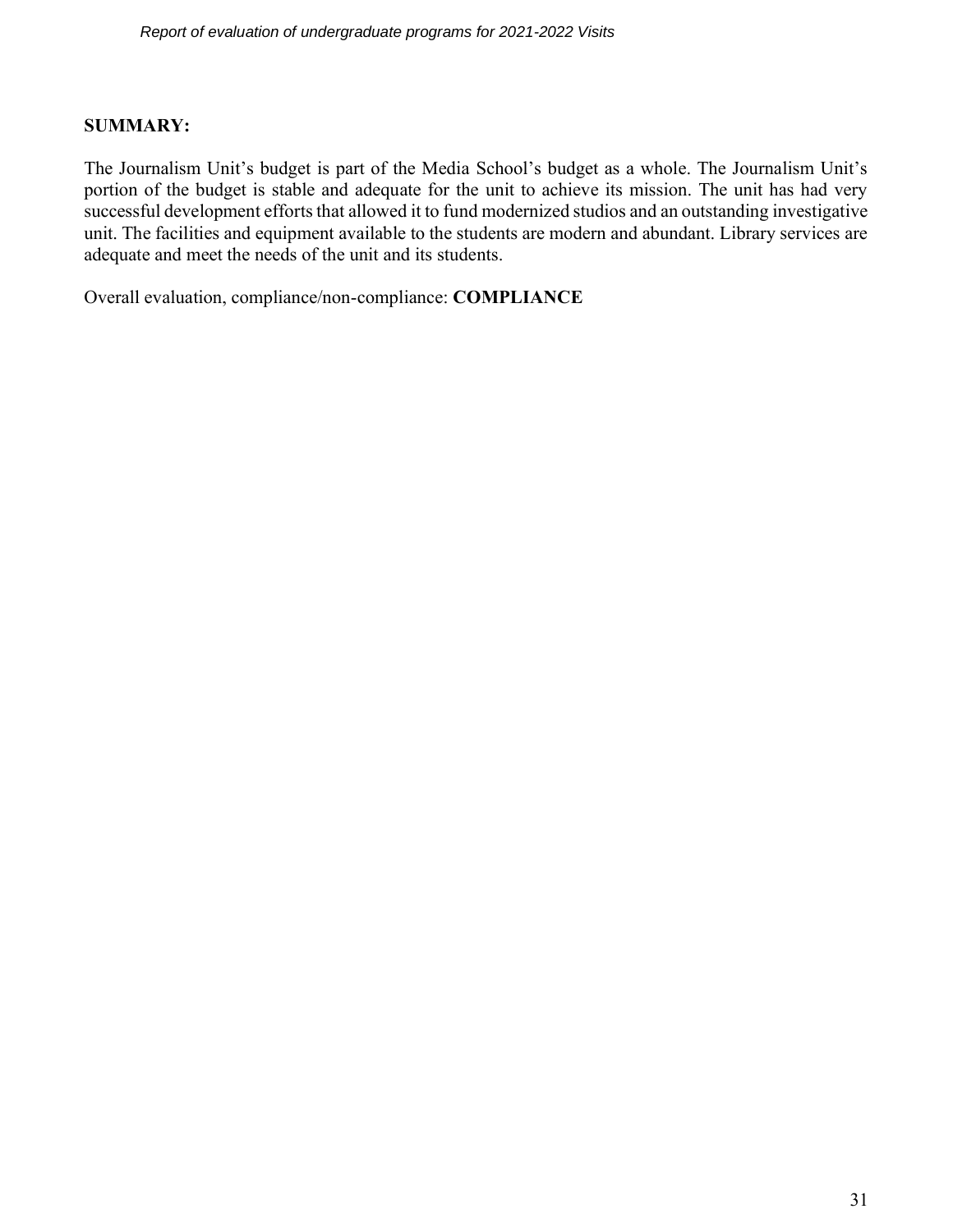**SUMMARY:**

The Journalism Unit's budget is part of the Media School's budget as a whole. The Journalism Unit's portion of the budget is stable and adequate for the unit to achieve its mission. The unit has had very successful development efforts that allowed it to fund modernized studios and an outstanding investigative unit. The facilities and equipment available to the students are modern and abundant. Library services are adequate and meet the needs of the unit and its students.

Overall evaluation, compliance/non-compliance: **COMPLIANCE**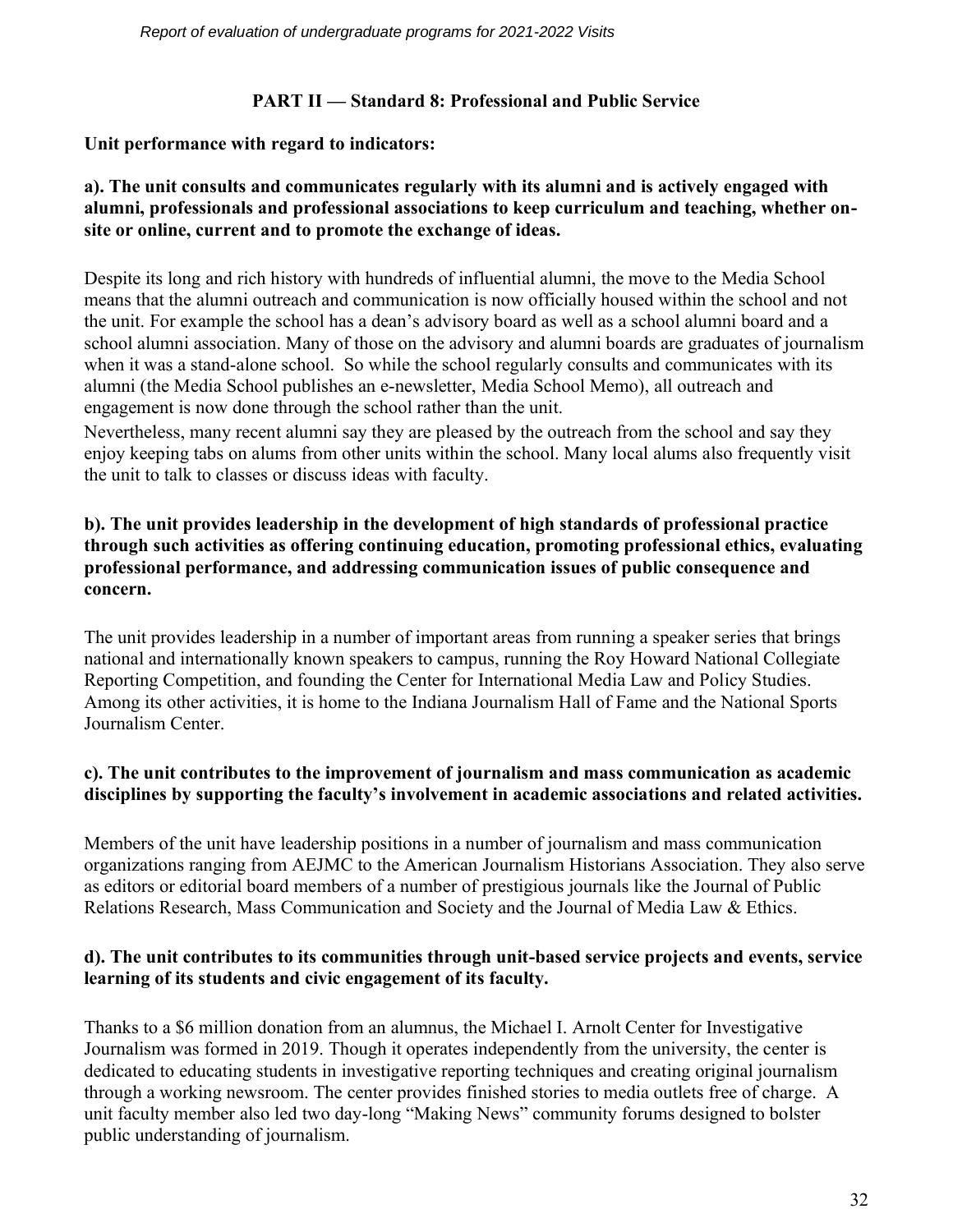## PART II — Standard 8: Professional and Public Service

**Unit performance with regard to indicators:**

**a). The unit consults and communicates regularly with its alumni and is actively engaged with alumni, professionals and professional associations to keep curriculum and teaching, whether on-site or online, current and to promote the exchange of ideas.**

Despite its long and rich history with hundreds of influential alumni, the move to the Media School means that the alumni outreach and communication is now officially housed within the school and not the unit. For example the school has a dean's advisory board as well as a school alumni board and a school alumni association. Many of those on the advisory and alumni boards are graduates of journalism when it was a stand-alone school. So while the school regularly consults and communicates with its alumni (the Media School publishes an e-newsletter, Media School Memo), all outreach and engagement is now done through the school rather than the unit.

Nevertheless, many recent alumni say they are pleased by the outreach from the school and say they enjoy keeping tabs on alums from other units within the school. Many local alums also frequently visit the unit to talk to classes or discuss ideas with faculty.

**b). The unit provides leadership in the development of high standards of professional practice through such activities as offering continuing education, promoting professional ethics, evaluating professional performance, and addressing communication issues of public consequence and concern.**

The unit provides leadership in a number of important areas from running a speaker series that brings national and internationally known speakers to campus, running the Roy Howard National Collegiate Reporting Competition, and founding the Center for International Media Law and Policy Studies. Among its other activities, it is home to the Indiana Journalism Hall of Fame and the National Sports Journalism Center.

**c). The unit contributes to the improvement of journalism and mass communication as academic disciplines by supporting the faculty's involvement in academic associations and related activities.**

Members of the unit have leadership positions in a number of journalism and mass communication organizations ranging from AEJMC to the American Journalism Historians Association. They also serve as editors or editorial board members of a number of prestigious journals like the Journal of Public Relations Research, Mass Communication and Society and the Journal of Media Law & Ethics.

**d). The unit contributes to its communities through unit-based service projects and events, service learning of its students and civic engagement of its faculty.**

Thanks to a $6 million donation from an alumnus, the Michael I. Arnolt Center for Investigative Journalism was formed in 2019. Though it operates independently from the university, the center is dedicated to educating students in investigative reporting techniques and creating original journalism through a working newsroom. The center provides finished stories to media outlets free of charge. A unit faculty member also led two day-long "Making News" community forums designed to bolster public understanding of journalism.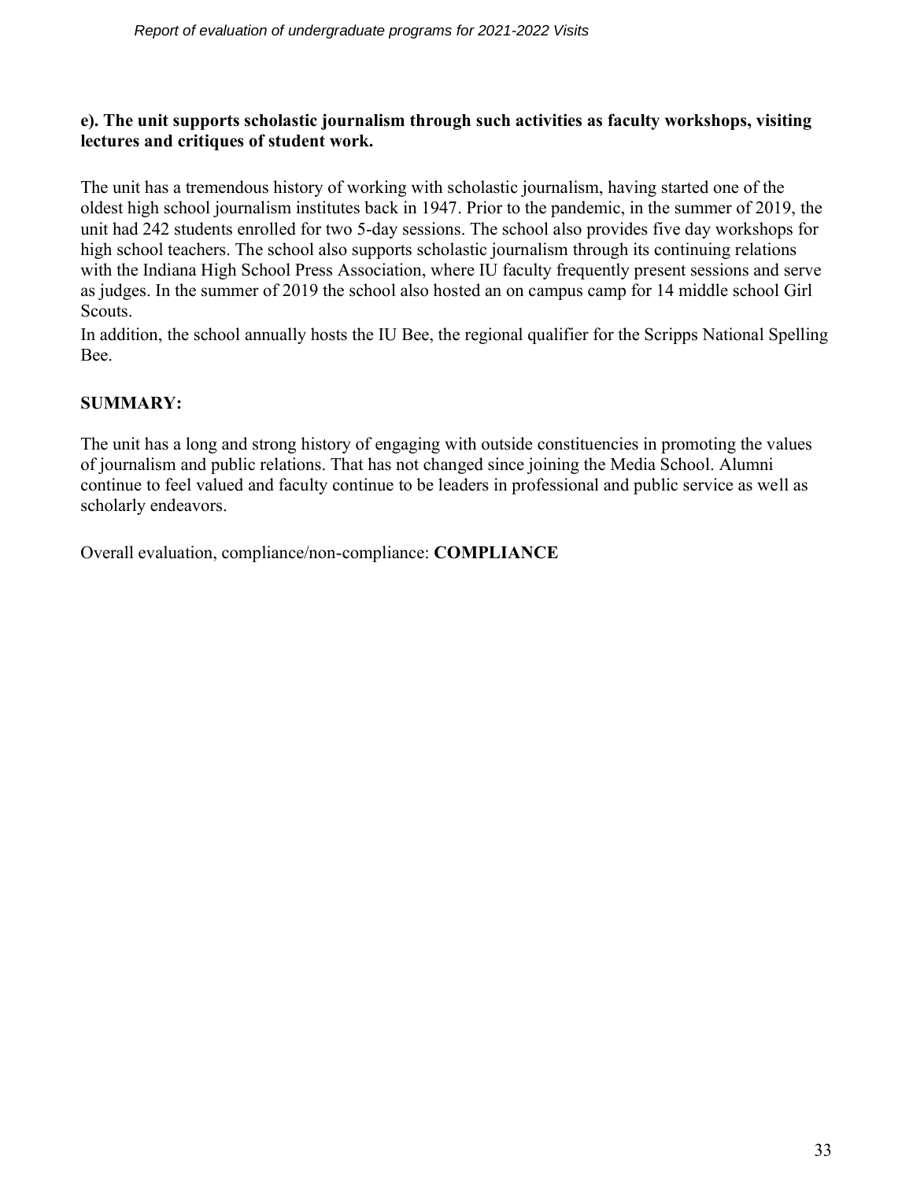**e). The unit supports scholastic journalism through such activities as faculty workshops, visiting lectures and critiques of student work.**

The unit has a tremendous history of working with scholastic journalism, having started one of the oldest high school journalism institutes back in 1947. Prior to the pandemic, in the summer of 2019, the unit had 242 students enrolled for two 5-day sessions. The school also provides five day workshops for high school teachers. The school also supports scholastic journalism through its continuing relations with the Indiana High School Press Association, where IU faculty frequently present sessions and serve as judges. In the summer of 2019 the school also hosted an on campus camp for 14 middle school Girl Scouts.
In addition, the school annually hosts the IU Bee, the regional qualifier for the Scripps National Spelling Bee.

**SUMMARY:**

The unit has a long and strong history of engaging with outside constituencies in promoting the values of journalism and public relations. That has not changed since joining the Media School. Alumni continue to feel valued and faculty continue to be leaders in professional and public service as well as scholarly endeavors.

Overall evaluation, compliance/non-compliance: **COMPLIANCE**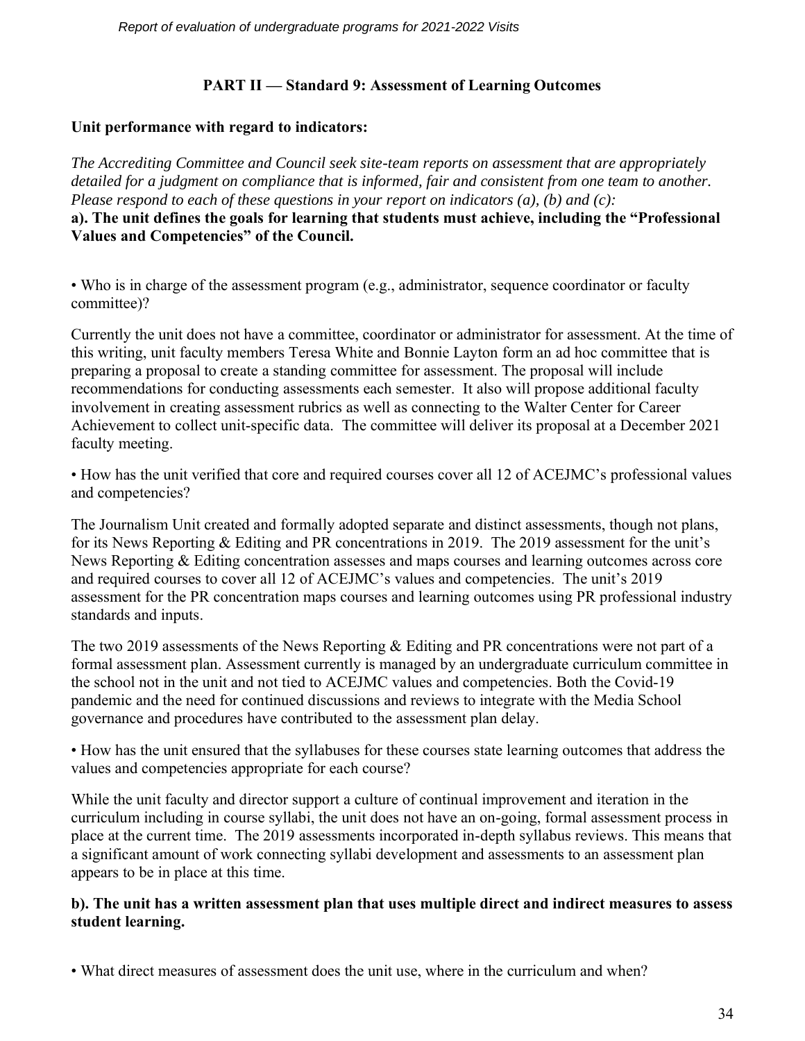## PART II — Standard 9: Assessment of Learning Outcomes

**Unit performance with regard to indicators:**

*The Accrediting Committee and Council seek site-team reports on assessment that are appropriately detailed for a judgment on compliance that is informed, fair and consistent from one team to another. Please respond to each of these questions in your report on indicators (a), (b) and (c):*

**a). The unit defines the goals for learning that students must achieve, including the "Professional Values and Competencies" of the Council.**

• Who is in charge of the assessment program (e.g., administrator, sequence coordinator or faculty committee)?

Currently the unit does not have a committee, coordinator or administrator for assessment. At the time of this writing, unit faculty members Teresa White and Bonnie Layton form an ad hoc committee that is preparing a proposal to create a standing committee for assessment. The proposal will include recommendations for conducting assessments each semester. It also will propose additional faculty involvement in creating assessment rubrics as well as connecting to the Walter Center for Career Achievement to collect unit-specific data. The committee will deliver its proposal at a December 2021 faculty meeting.

• How has the unit verified that core and required courses cover all 12 of ACEJMC's professional values and competencies?

The Journalism Unit created and formally adopted separate and distinct assessments, though not plans, for its News Reporting & Editing and PR concentrations in 2019. The 2019 assessment for the unit's News Reporting & Editing concentration assesses and maps courses and learning outcomes across core and required courses to cover all 12 of ACEJMC's values and competencies. The unit's 2019 assessment for the PR concentration maps courses and learning outcomes using PR professional industry standards and inputs.

The two 2019 assessments of the News Reporting & Editing and PR concentrations were not part of a formal assessment plan. Assessment currently is managed by an undergraduate curriculum committee in the school not in the unit and not tied to ACEJMC values and competencies. Both the Covid-19 pandemic and the need for continued discussions and reviews to integrate with the Media School governance and procedures have contributed to the assessment plan delay.

• How has the unit ensured that the syllabuses for these courses state learning outcomes that address the values and competencies appropriate for each course?

While the unit faculty and director support a culture of continual improvement and iteration in the curriculum including in course syllabi, the unit does not have an on-going, formal assessment process in place at the current time. The 2019 assessments incorporated in-depth syllabus reviews. This means that a significant amount of work connecting syllabi development and assessments to an assessment plan appears to be in place at this time.

**b). The unit has a written assessment plan that uses multiple direct and indirect measures to assess student learning.**

• What direct measures of assessment does the unit use, where in the curriculum and when?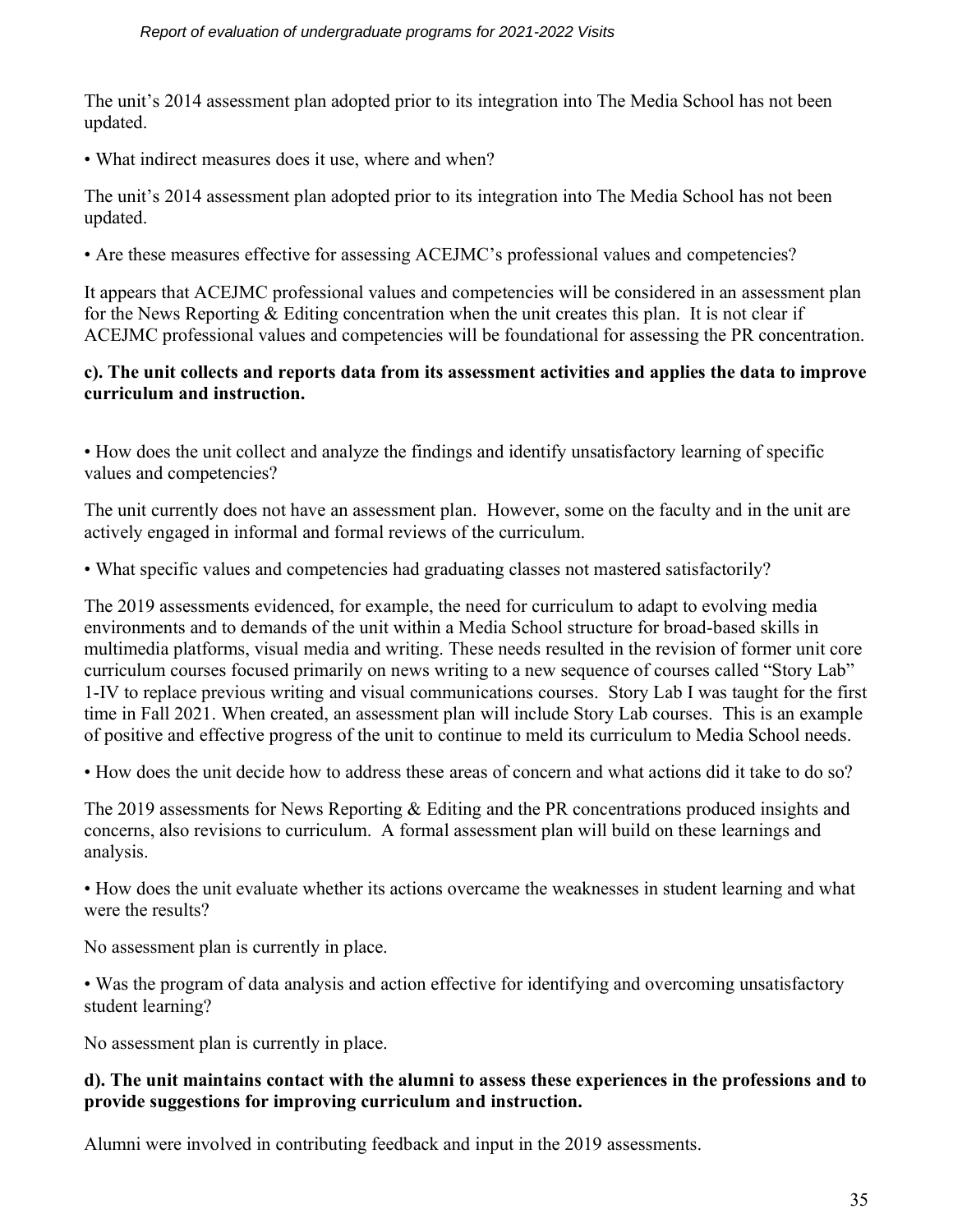The unit's 2014 assessment plan adopted prior to its integration into The Media School has not been updated.

• What indirect measures does it use, where and when?

The unit's 2014 assessment plan adopted prior to its integration into The Media School has not been updated.

• Are these measures effective for assessing ACEJMC's professional values and competencies?

It appears that ACEJMC professional values and competencies will be considered in an assessment plan for the News Reporting & Editing concentration when the unit creates this plan. It is not clear if ACEJMC professional values and competencies will be foundational for assessing the PR concentration.

**c). The unit collects and reports data from its assessment activities and applies the data to improve curriculum and instruction.**

• How does the unit collect and analyze the findings and identify unsatisfactory learning of specific values and competencies?

The unit currently does not have an assessment plan. However, some on the faculty and in the unit are actively engaged in informal and formal reviews of the curriculum.

• What specific values and competencies had graduating classes not mastered satisfactorily?

The 2019 assessments evidenced, for example, the need for curriculum to adapt to evolving media environments and to demands of the unit within a Media School structure for broad-based skills in multimedia platforms, visual media and writing. These needs resulted in the revision of former unit core curriculum courses focused primarily on news writing to a new sequence of courses called "Story Lab" 1-IV to replace previous writing and visual communications courses. Story Lab I was taught for the first time in Fall 2021. When created, an assessment plan will include Story Lab courses. This is an example of positive and effective progress of the unit to continue to meld its curriculum to Media School needs.

• How does the unit decide how to address these areas of concern and what actions did it take to do so?

The 2019 assessments for News Reporting & Editing and the PR concentrations produced insights and concerns, also revisions to curriculum. A formal assessment plan will build on these learnings and analysis.

• How does the unit evaluate whether its actions overcame the weaknesses in student learning and what were the results?

No assessment plan is currently in place.

• Was the program of data analysis and action effective for identifying and overcoming unsatisfactory student learning?

No assessment plan is currently in place.

**d). The unit maintains contact with the alumni to assess these experiences in the professions and to provide suggestions for improving curriculum and instruction.**

Alumni were involved in contributing feedback and input in the 2019 assessments.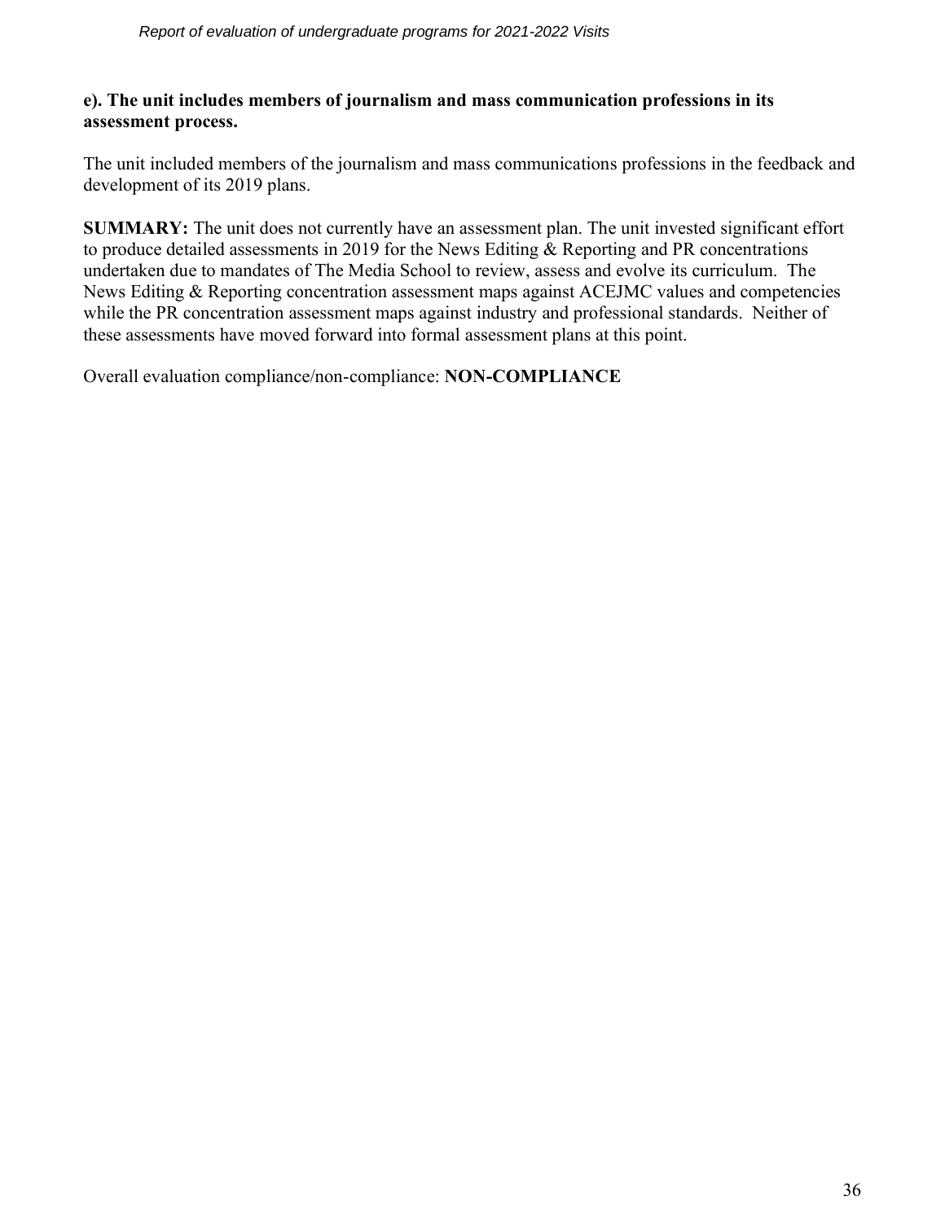**e). The unit includes members of journalism and mass communication professions in its assessment process.**

The unit included members of the journalism and mass communications professions in the feedback and development of its 2019 plans.

**SUMMARY:** The unit does not currently have an assessment plan. The unit invested significant effort to produce detailed assessments in 2019 for the News Editing & Reporting and PR concentrations undertaken due to mandates of The Media School to review, assess and evolve its curriculum. The News Editing & Reporting concentration assessment maps against ACEJMC values and competencies while the PR concentration assessment maps against industry and professional standards. Neither of these assessments have moved forward into formal assessment plans at this point.

Overall evaluation compliance/non-compliance: **NON-COMPLIANCE**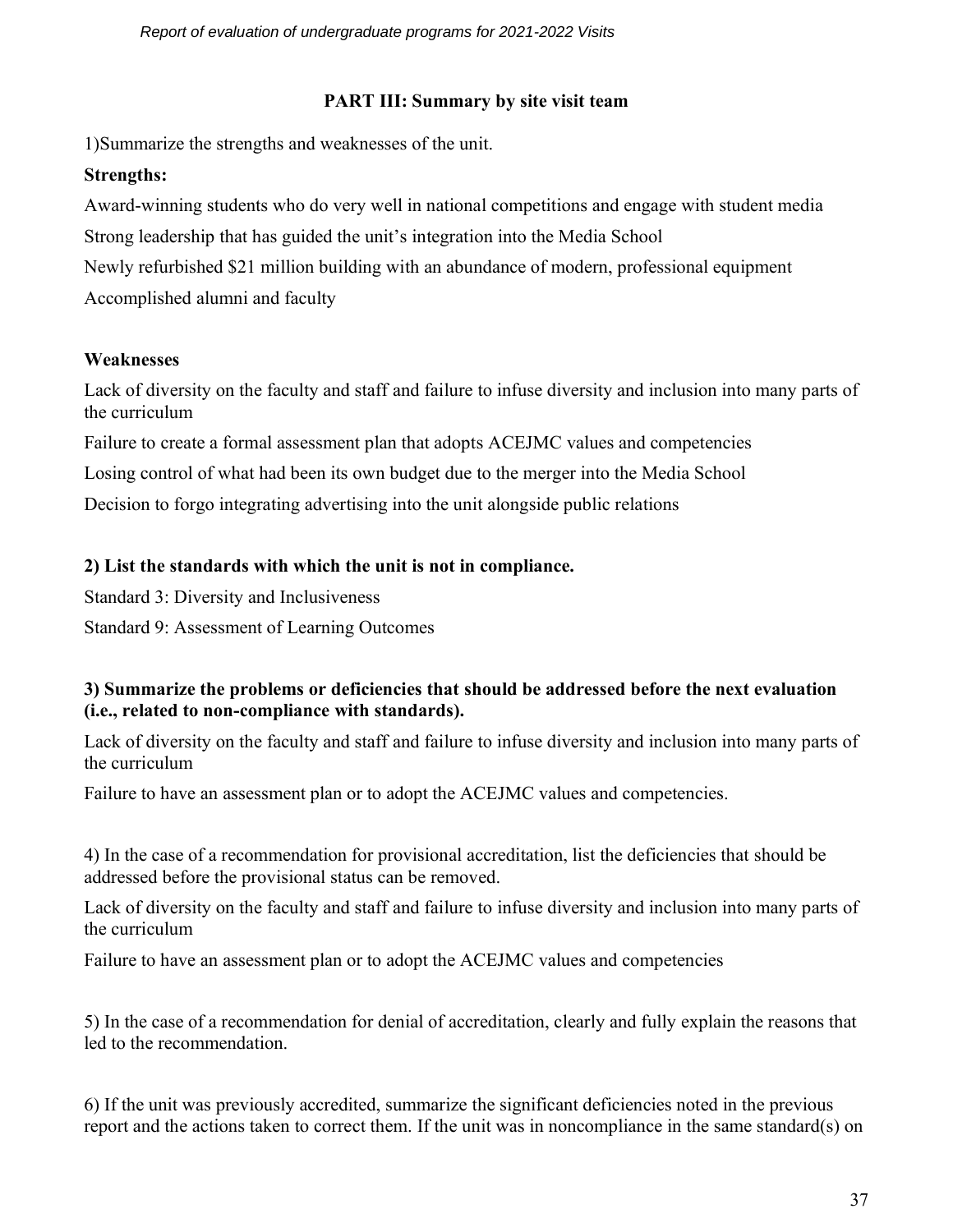## PART III: Summary by site visit team

1)Summarize the strengths and weaknesses of the unit.

**Strengths:**

Award-winning students who do very well in national competitions and engage with student media

Strong leadership that has guided the unit's integration into the Media School

Newly refurbished $21 million building with an abundance of modern, professional equipment

Accomplished alumni and faculty

**Weaknesses**

Lack of diversity on the faculty and staff and failure to infuse diversity and inclusion into many parts of the curriculum

Failure to create a formal assessment plan that adopts ACEJMC values and competencies

Losing control of what had been its own budget due to the merger into the Media School

Decision to forgo integrating advertising into the unit alongside public relations

**2) List the standards with which the unit is not in compliance.**

Standard 3: Diversity and Inclusiveness

Standard 9: Assessment of Learning Outcomes

**3) Summarize the problems or deficiencies that should be addressed before the next evaluation (i.e., related to non-compliance with standards).**

Lack of diversity on the faculty and staff and failure to infuse diversity and inclusion into many parts of the curriculum

Failure to have an assessment plan or to adopt the ACEJMC values and competencies.

4) In the case of a recommendation for provisional accreditation, list the deficiencies that should be addressed before the provisional status can be removed.

Lack of diversity on the faculty and staff and failure to infuse diversity and inclusion into many parts of the curriculum

Failure to have an assessment plan or to adopt the ACEJMC values and competencies

5) In the case of a recommendation for denial of accreditation, clearly and fully explain the reasons that led to the recommendation.

6) If the unit was previously accredited, summarize the significant deficiencies noted in the previous report and the actions taken to correct them. If the unit was in noncompliance in the same standard(s) on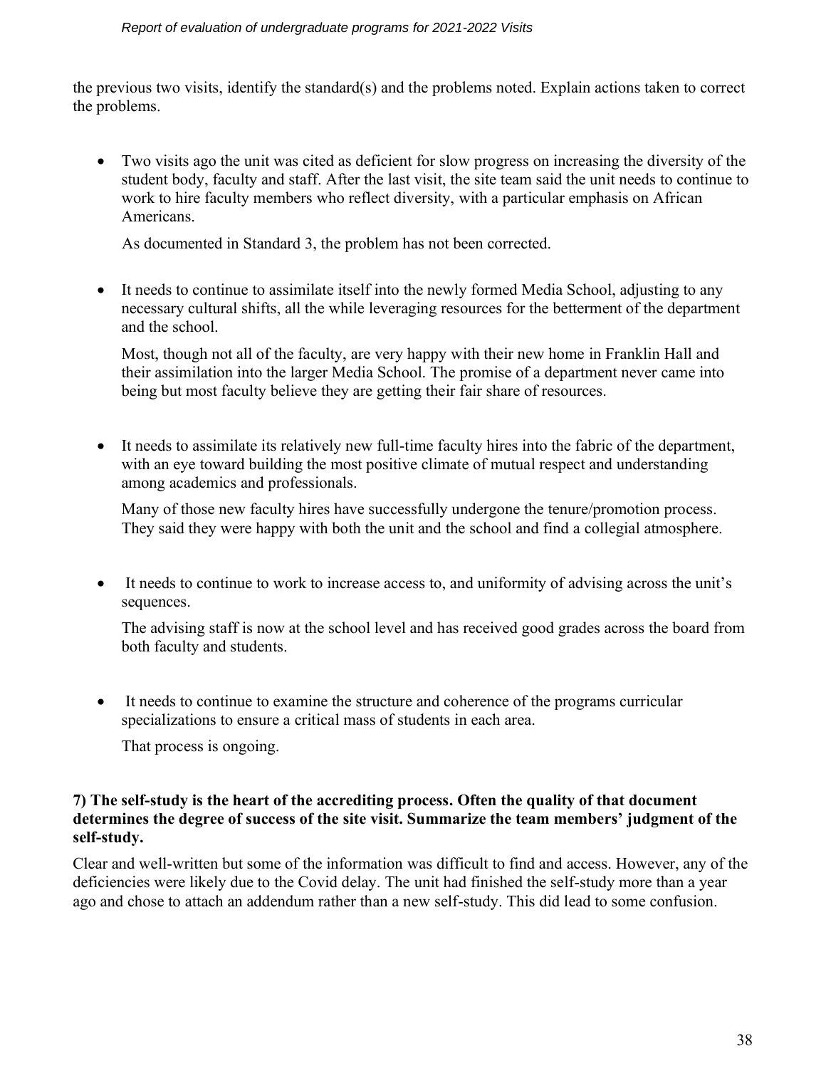the previous two visits, identify the standard(s) and the problems noted. Explain actions taken to correct the problems.

- Two visits ago the unit was cited as deficient for slow progress on increasing the diversity of the student body, faculty and staff. After the last visit, the site team said the unit needs to continue to work to hire faculty members who reflect diversity, with a particular emphasis on African Americans.

  As documented in Standard 3, the problem has not been corrected.

- It needs to continue to assimilate itself into the newly formed Media School, adjusting to any necessary cultural shifts, all the while leveraging resources for the betterment of the department and the school.

  Most, though not all of the faculty, are very happy with their new home in Franklin Hall and their assimilation into the larger Media School. The promise of a department never came into being but most faculty believe they are getting their fair share of resources.

- It needs to assimilate its relatively new full-time faculty hires into the fabric of the department, with an eye toward building the most positive climate of mutual respect and understanding among academics and professionals.

  Many of those new faculty hires have successfully undergone the tenure/promotion process. They said they were happy with both the unit and the school and find a collegial atmosphere.

- It needs to continue to work to increase access to, and uniformity of advising across the unit's sequences.

  The advising staff is now at the school level and has received good grades across the board from both faculty and students.

- It needs to continue to examine the structure and coherence of the programs curricular specializations to ensure a critical mass of students in each area.

  That process is ongoing.

**7) The self-study is the heart of the accrediting process. Often the quality of that document determines the degree of success of the site visit. Summarize the team members' judgment of the self-study.**

Clear and well-written but some of the information was difficult to find and access. However, any of the deficiencies were likely due to the Covid delay. The unit had finished the self-study more than a year ago and chose to attach an addendum rather than a new self-study. This did lead to some confusion.